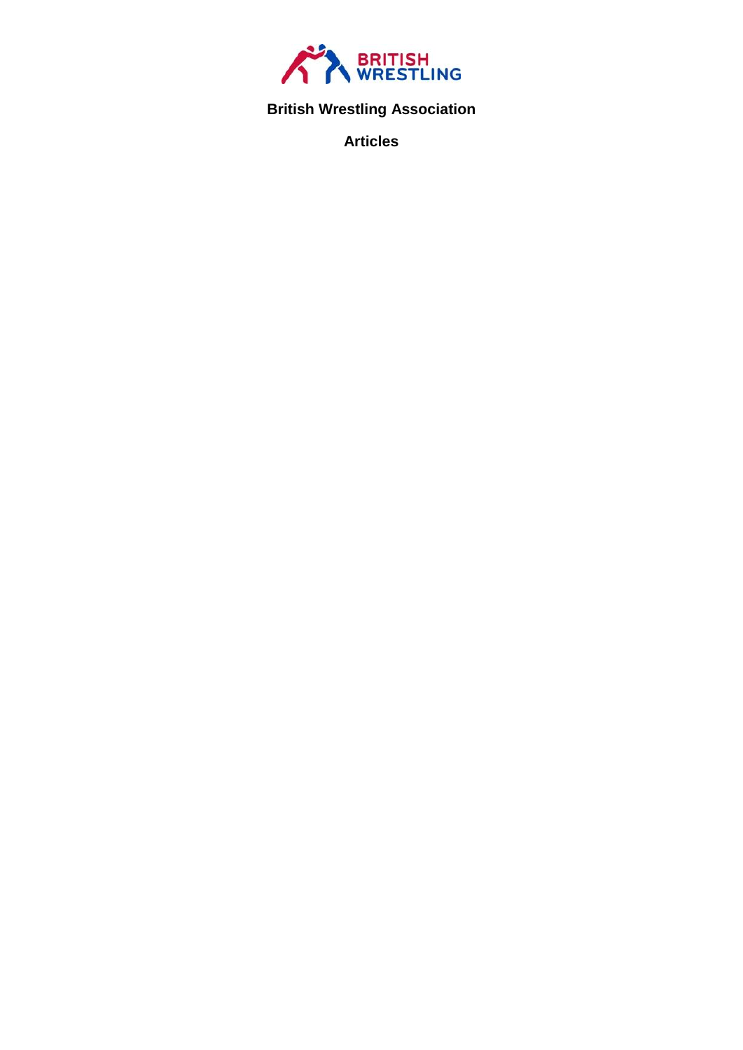**British Wrestling Association**

**Articles**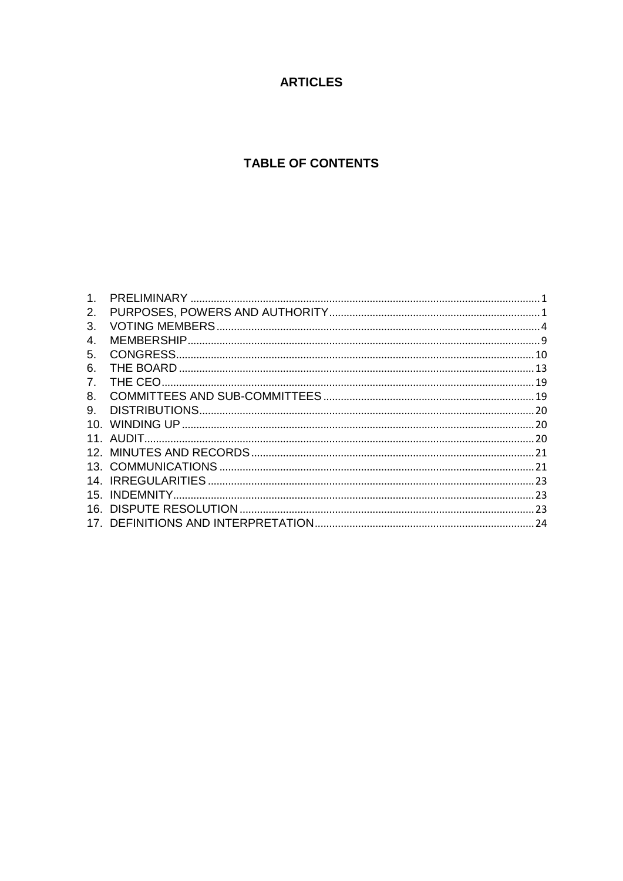# ARTICLES

## TABLE OF CONTENTS

1. PRELIMINARY ........................................................................................................................ 1
2. PURPOSES, POWERS AND AUTHORITY........................................................................ 1
3. VOTING MEMBERS ............................................................................................................. 4
4. MEMBERSHIP......................................................................................................................... 9
5. CONGRESS.......................................................................................................................... 10
6. THE BOARD ........................................................................................................................ 13
7. THE CEO............................................................................................................................... 19
8. COMMITTEES AND SUB-COMMITTEES ........................................................................ 19
9. DISTRIBUTIONS.................................................................................................................. 20
10. WINDING UP ........................................................................................................................ 20
11. AUDIT..................................................................................................................................... 20
12. MINUTES AND RECORDS ................................................................................................ 21
13. COMMUNICATIONS ........................................................................................................... 21
14. IRREGULARITIES ............................................................................................................... 23
15. INDEMNITY........................................................................................................................... 23
16. DISPUTE RESOLUTION .................................................................................................... 23
17. DEFINITIONS AND INTERPRETATION........................................................................... 24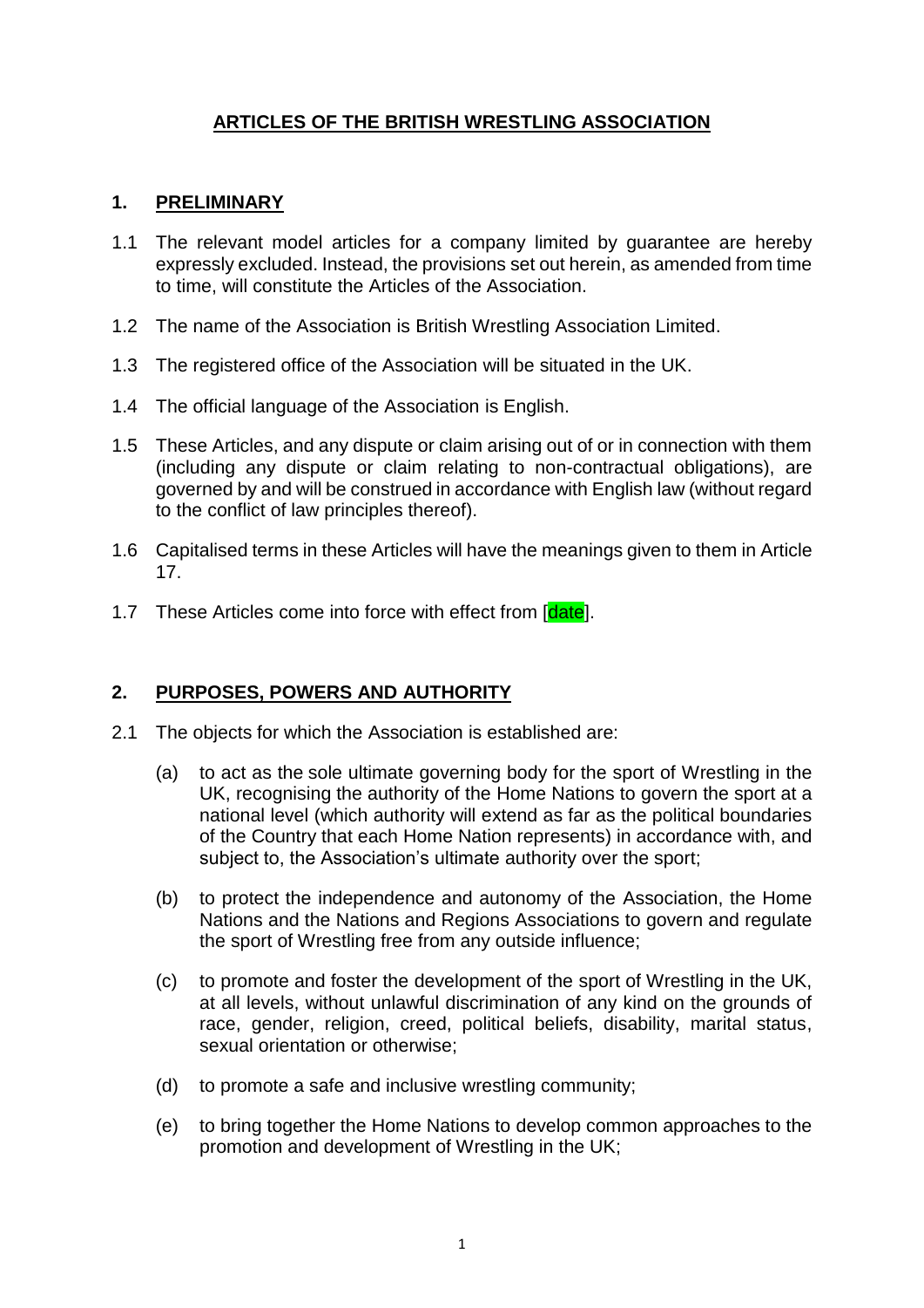# ARTICLES OF THE BRITISH WRESTLING ASSOCIATION

## 1. PRELIMINARY

1.1 The relevant model articles for a company limited by guarantee are hereby expressly excluded. Instead, the provisions set out herein, as amended from time to time, will constitute the Articles of the Association.

1.2 The name of the Association is British Wrestling Association Limited.

1.3 The registered office of the Association will be situated in the UK.

1.4 The official language of the Association is English.

1.5 These Articles, and any dispute or claim arising out of or in connection with them (including any dispute or claim relating to non-contractual obligations), are governed by and will be construed in accordance with English law (without regard to the conflict of law principles thereof).

1.6 Capitalised terms in these Articles will have the meanings given to them in Article 17.

1.7 These Articles come into force with effect from [date].

## 2. PURPOSES, POWERS AND AUTHORITY

2.1 The objects for which the Association is established are:

(a) to act as the sole ultimate governing body for the sport of Wrestling in the UK, recognising the authority of the Home Nations to govern the sport at a national level (which authority will extend as far as the political boundaries of the Country that each Home Nation represents) in accordance with, and subject to, the Association's ultimate authority over the sport;

(b) to protect the independence and autonomy of the Association, the Home Nations and the Nations and Regions Associations to govern and regulate the sport of Wrestling free from any outside influence;

(c) to promote and foster the development of the sport of Wrestling in the UK, at all levels, without unlawful discrimination of any kind on the grounds of race, gender, religion, creed, political beliefs, disability, marital status, sexual orientation or otherwise;

(d) to promote a safe and inclusive wrestling community;

(e) to bring together the Home Nations to develop common approaches to the promotion and development of Wrestling in the UK;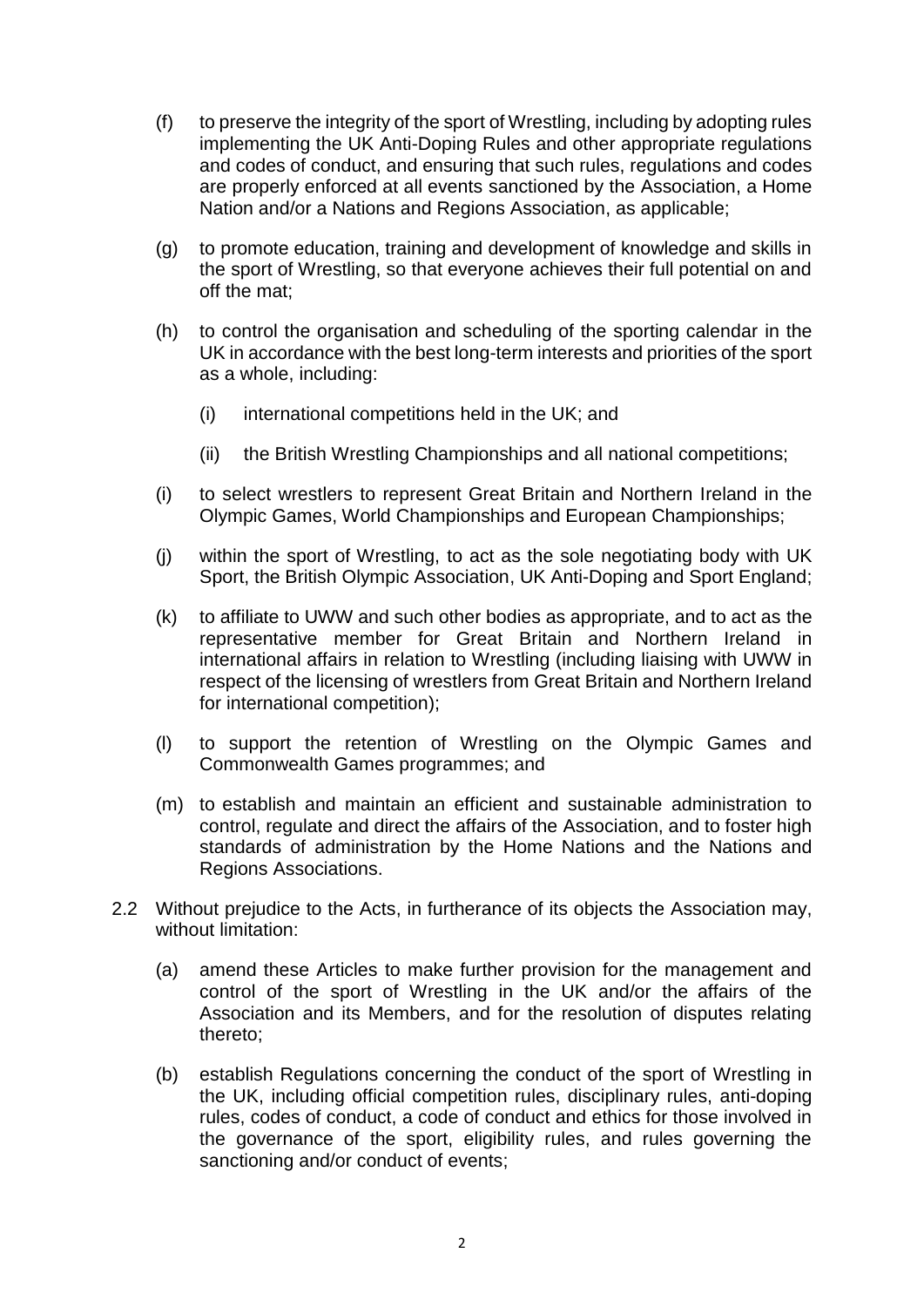(f) to preserve the integrity of the sport of Wrestling, including by adopting rules implementing the UK Anti-Doping Rules and other appropriate regulations and codes of conduct, and ensuring that such rules, regulations and codes are properly enforced at all events sanctioned by the Association, a Home Nation and/or a Nations and Regions Association, as applicable;

(g) to promote education, training and development of knowledge and skills in the sport of Wrestling, so that everyone achieves their full potential on and off the mat;

(h) to control the organisation and scheduling of the sporting calendar in the UK in accordance with the best long-term interests and priorities of the sport as a whole, including:

   (i) international competitions held in the UK; and

   (ii) the British Wrestling Championships and all national competitions;

(i) to select wrestlers to represent Great Britain and Northern Ireland in the Olympic Games, World Championships and European Championships;

(j) within the sport of Wrestling, to act as the sole negotiating body with UK Sport, the British Olympic Association, UK Anti-Doping and Sport England;

(k) to affiliate to UWW and such other bodies as appropriate, and to act as the representative member for Great Britain and Northern Ireland in international affairs in relation to Wrestling (including liaising with UWW in respect of the licensing of wrestlers from Great Britain and Northern Ireland for international competition);

(l) to support the retention of Wrestling on the Olympic Games and Commonwealth Games programmes; and

(m) to establish and maintain an efficient and sustainable administration to control, regulate and direct the affairs of the Association, and to foster high standards of administration by the Home Nations and the Nations and Regions Associations.

2.2 Without prejudice to the Acts, in furtherance of its objects the Association may, without limitation:

(a) amend these Articles to make further provision for the management and control of the sport of Wrestling in the UK and/or the affairs of the Association and its Members, and for the resolution of disputes relating thereto;

(b) establish Regulations concerning the conduct of the sport of Wrestling in the UK, including official competition rules, disciplinary rules, anti-doping rules, codes of conduct, a code of conduct and ethics for those involved in the governance of the sport, eligibility rules, and rules governing the sanctioning and/or conduct of events;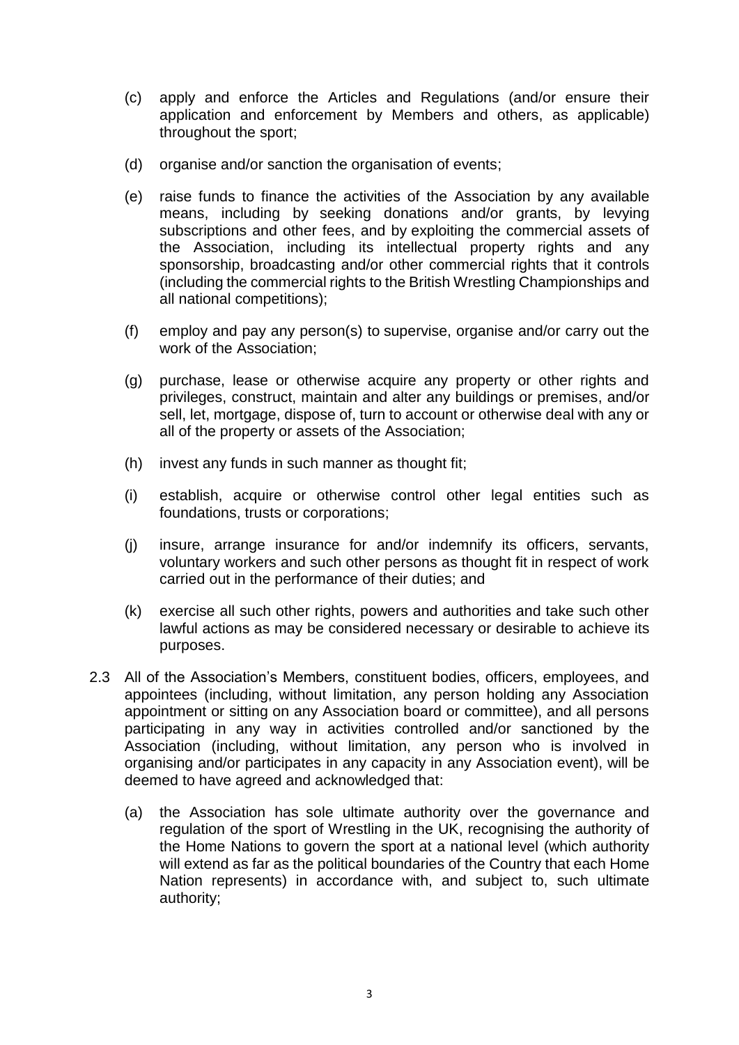(c) apply and enforce the Articles and Regulations (and/or ensure their application and enforcement by Members and others, as applicable) throughout the sport;

(d) organise and/or sanction the organisation of events;

(e) raise funds to finance the activities of the Association by any available means, including by seeking donations and/or grants, by levying subscriptions and other fees, and by exploiting the commercial assets of the Association, including its intellectual property rights and any sponsorship, broadcasting and/or other commercial rights that it controls (including the commercial rights to the British Wrestling Championships and all national competitions);

(f) employ and pay any person(s) to supervise, organise and/or carry out the work of the Association;

(g) purchase, lease or otherwise acquire any property or other rights and privileges, construct, maintain and alter any buildings or premises, and/or sell, let, mortgage, dispose of, turn to account or otherwise deal with any or all of the property or assets of the Association;

(h) invest any funds in such manner as thought fit;

(i) establish, acquire or otherwise control other legal entities such as foundations, trusts or corporations;

(j) insure, arrange insurance for and/or indemnify its officers, servants, voluntary workers and such other persons as thought fit in respect of work carried out in the performance of their duties; and

(k) exercise all such other rights, powers and authorities and take such other lawful actions as may be considered necessary or desirable to achieve its purposes.

2.3 All of the Association's Members, constituent bodies, officers, employees, and appointees (including, without limitation, any person holding any Association appointment or sitting on any Association board or committee), and all persons participating in any way in activities controlled and/or sanctioned by the Association (including, without limitation, any person who is involved in organising and/or participates in any capacity in any Association event), will be deemed to have agreed and acknowledged that:

(a) the Association has sole ultimate authority over the governance and regulation of the sport of Wrestling in the UK, recognising the authority of the Home Nations to govern the sport at a national level (which authority will extend as far as the political boundaries of the Country that each Home Nation represents) in accordance with, and subject to, such ultimate authority;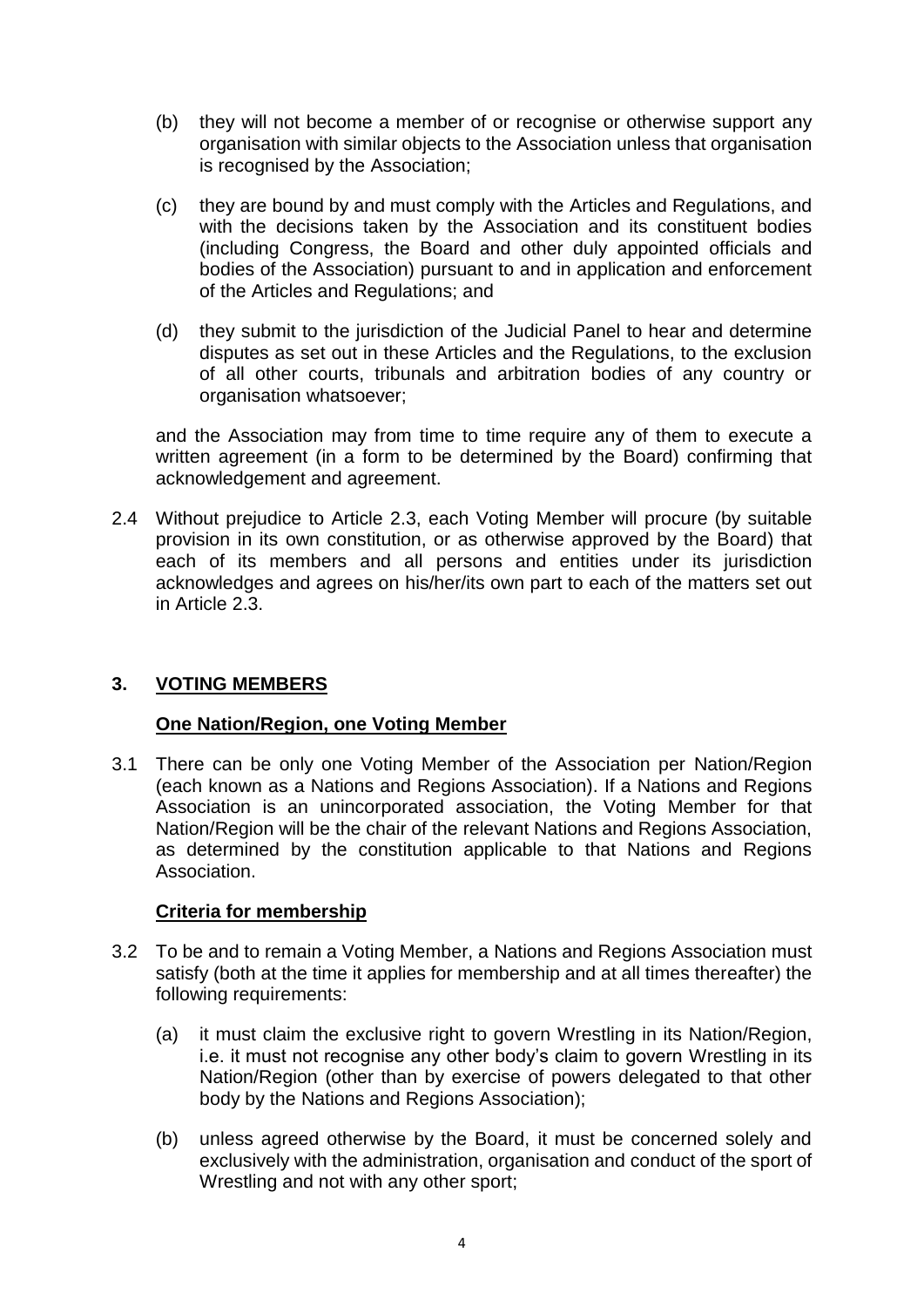(b) they will not become a member of or recognise or otherwise support any organisation with similar objects to the Association unless that organisation is recognised by the Association;

(c) they are bound by and must comply with the Articles and Regulations, and with the decisions taken by the Association and its constituent bodies (including Congress, the Board and other duly appointed officials and bodies of the Association) pursuant to and in application and enforcement of the Articles and Regulations; and

(d) they submit to the jurisdiction of the Judicial Panel to hear and determine disputes as set out in these Articles and the Regulations, to the exclusion of all other courts, tribunals and arbitration bodies of any country or organisation whatsoever;

and the Association may from time to time require any of them to execute a written agreement (in a form to be determined by the Board) confirming that acknowledgement and agreement.

2.4 Without prejudice to Article 2.3, each Voting Member will procure (by suitable provision in its own constitution, or as otherwise approved by the Board) that each of its members and all persons and entities under its jurisdiction acknowledges and agrees on his/her/its own part to each of the matters set out in Article 2.3.

## 3. VOTING MEMBERS

### One Nation/Region, one Voting Member

3.1 There can be only one Voting Member of the Association per Nation/Region (each known as a Nations and Regions Association). If a Nations and Regions Association is an unincorporated association, the Voting Member for that Nation/Region will be the chair of the relevant Nations and Regions Association, as determined by the constitution applicable to that Nations and Regions Association.

### Criteria for membership

3.2 To be and to remain a Voting Member, a Nations and Regions Association must satisfy (both at the time it applies for membership and at all times thereafter) the following requirements:

(a) it must claim the exclusive right to govern Wrestling in its Nation/Region, i.e. it must not recognise any other body's claim to govern Wrestling in its Nation/Region (other than by exercise of powers delegated to that other body by the Nations and Regions Association);

(b) unless agreed otherwise by the Board, it must be concerned solely and exclusively with the administration, organisation and conduct of the sport of Wrestling and not with any other sport;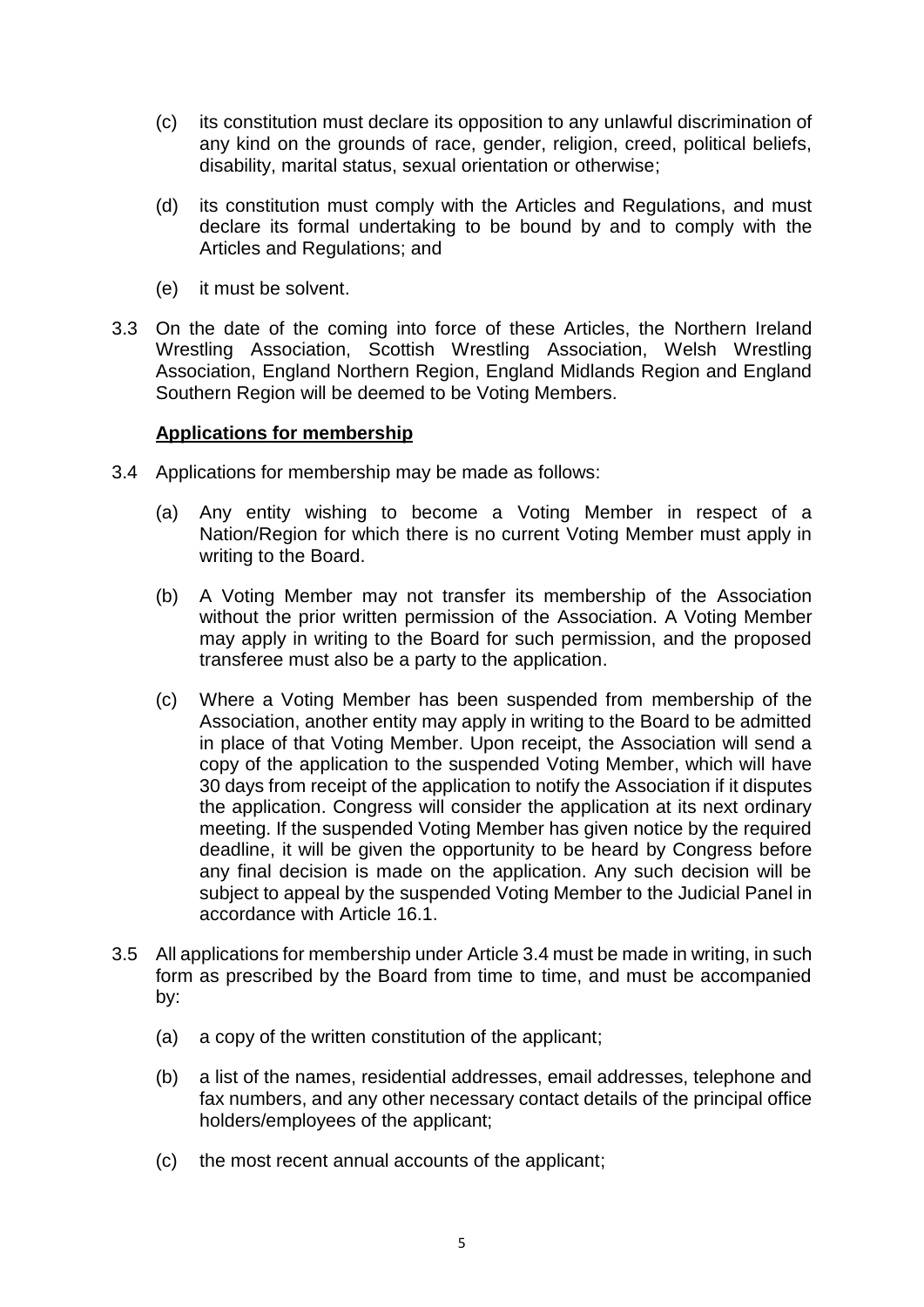(c) its constitution must declare its opposition to any unlawful discrimination of any kind on the grounds of race, gender, religion, creed, political beliefs, disability, marital status, sexual orientation or otherwise;

(d) its constitution must comply with the Articles and Regulations, and must declare its formal undertaking to be bound by and to comply with the Articles and Regulations; and

(e) it must be solvent.

3.3 On the date of the coming into force of these Articles, the Northern Ireland Wrestling Association, Scottish Wrestling Association, Welsh Wrestling Association, England Northern Region, England Midlands Region and England Southern Region will be deemed to be Voting Members.

**Applications for membership**

3.4 Applications for membership may be made as follows:

(a) Any entity wishing to become a Voting Member in respect of a Nation/Region for which there is no current Voting Member must apply in writing to the Board.

(b) A Voting Member may not transfer its membership of the Association without the prior written permission of the Association. A Voting Member may apply in writing to the Board for such permission, and the proposed transferee must also be a party to the application.

(c) Where a Voting Member has been suspended from membership of the Association, another entity may apply in writing to the Board to be admitted in place of that Voting Member. Upon receipt, the Association will send a copy of the application to the suspended Voting Member, which will have 30 days from receipt of the application to notify the Association if it disputes the application. Congress will consider the application at its next ordinary meeting. If the suspended Voting Member has given notice by the required deadline, it will be given the opportunity to be heard by Congress before any final decision is made on the application. Any such decision will be subject to appeal by the suspended Voting Member to the Judicial Panel in accordance with Article 16.1.

3.5 All applications for membership under Article 3.4 must be made in writing, in such form as prescribed by the Board from time to time, and must be accompanied by:

(a) a copy of the written constitution of the applicant;

(b) a list of the names, residential addresses, email addresses, telephone and fax numbers, and any other necessary contact details of the principal office holders/employees of the applicant;

(c) the most recent annual accounts of the applicant;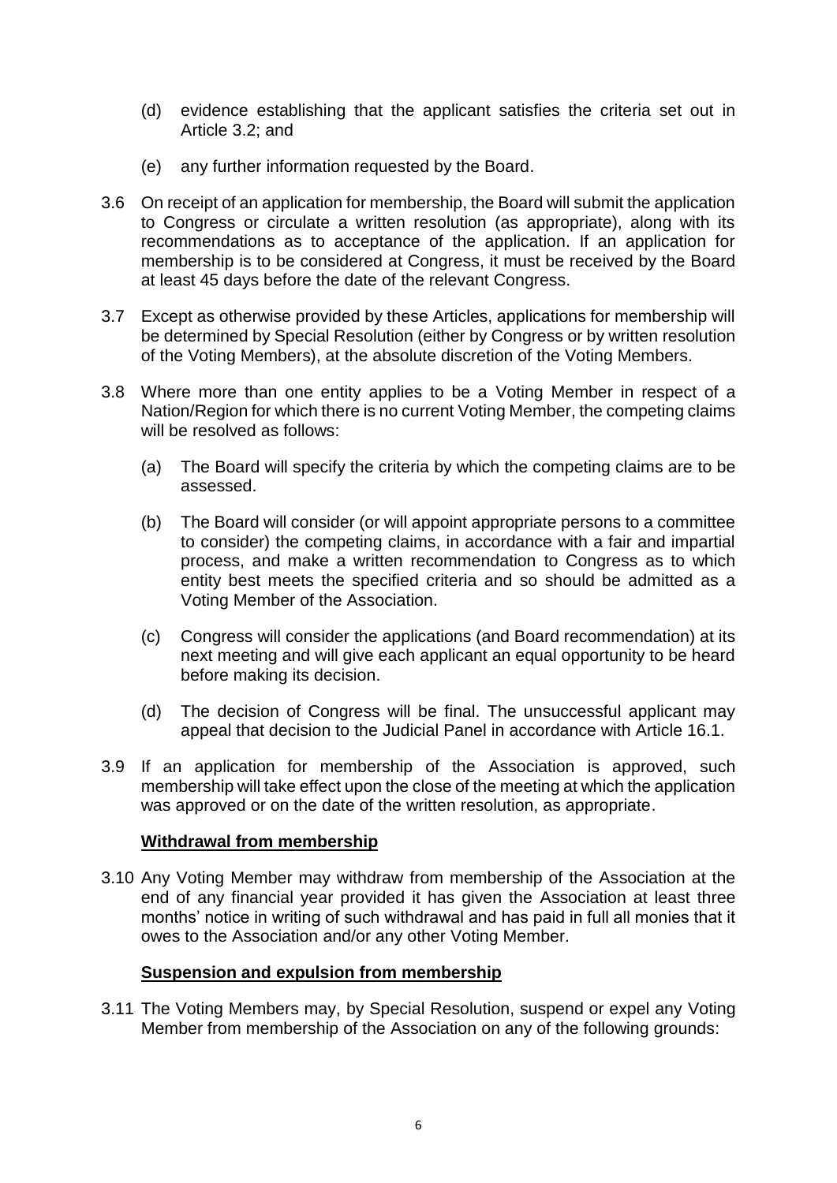(d) evidence establishing that the applicant satisfies the criteria set out in Article 3.2; and

(e) any further information requested by the Board.

3.6 On receipt of an application for membership, the Board will submit the application to Congress or circulate a written resolution (as appropriate), along with its recommendations as to acceptance of the application. If an application for membership is to be considered at Congress, it must be received by the Board at least 45 days before the date of the relevant Congress.

3.7 Except as otherwise provided by these Articles, applications for membership will be determined by Special Resolution (either by Congress or by written resolution of the Voting Members), at the absolute discretion of the Voting Members.

3.8 Where more than one entity applies to be a Voting Member in respect of a Nation/Region for which there is no current Voting Member, the competing claims will be resolved as follows:

(a) The Board will specify the criteria by which the competing claims are to be assessed.

(b) The Board will consider (or will appoint appropriate persons to a committee to consider) the competing claims, in accordance with a fair and impartial process, and make a written recommendation to Congress as to which entity best meets the specified criteria and so should be admitted as a Voting Member of the Association.

(c) Congress will consider the applications (and Board recommendation) at its next meeting and will give each applicant an equal opportunity to be heard before making its decision.

(d) The decision of Congress will be final. The unsuccessful applicant may appeal that decision to the Judicial Panel in accordance with Article 16.1.

3.9 If an application for membership of the Association is approved, such membership will take effect upon the close of the meeting at which the application was approved or on the date of the written resolution, as appropriate.

**Withdrawal from membership**

3.10 Any Voting Member may withdraw from membership of the Association at the end of any financial year provided it has given the Association at least three months' notice in writing of such withdrawal and has paid in full all monies that it owes to the Association and/or any other Voting Member.

**Suspension and expulsion from membership**

3.11 The Voting Members may, by Special Resolution, suspend or expel any Voting Member from membership of the Association on any of the following grounds: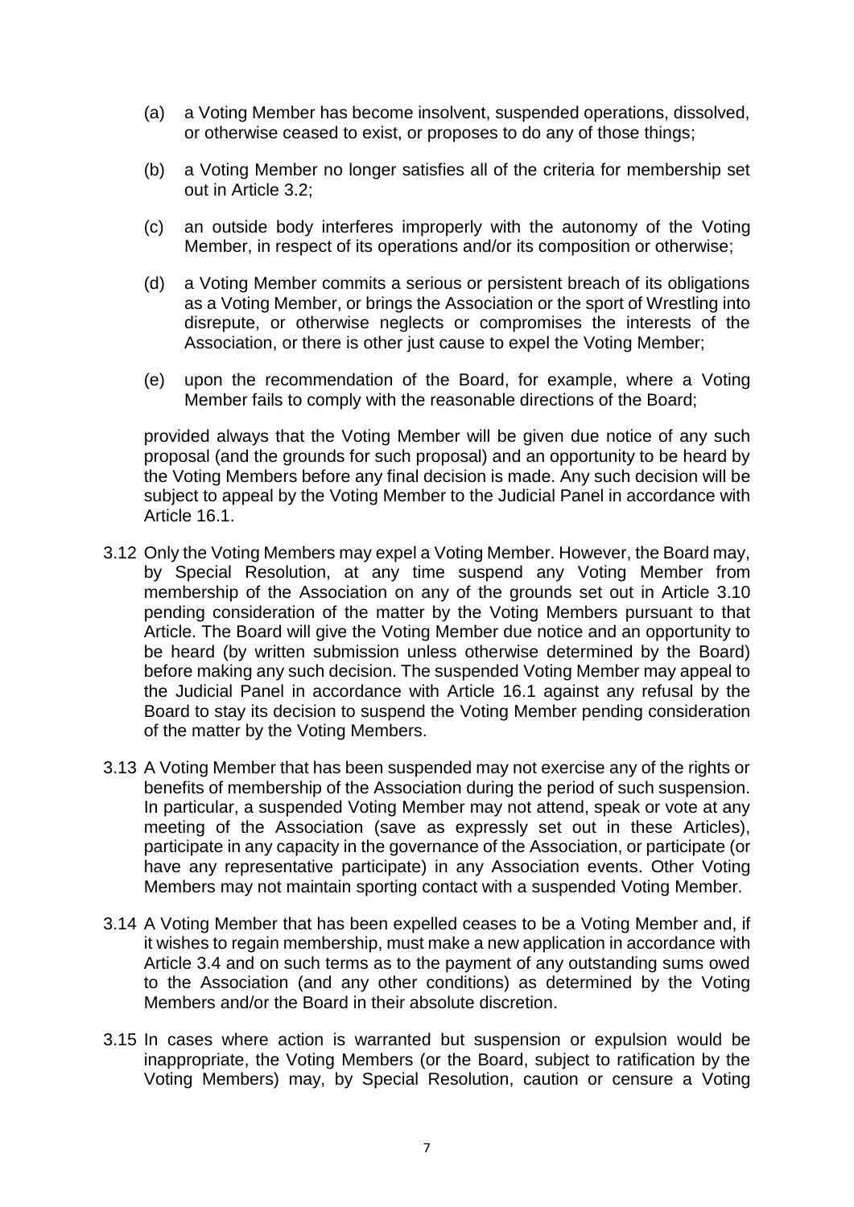(a) a Voting Member has become insolvent, suspended operations, dissolved, or otherwise ceased to exist, or proposes to do any of those things;

(b) a Voting Member no longer satisfies all of the criteria for membership set out in Article 3.2;

(c) an outside body interferes improperly with the autonomy of the Voting Member, in respect of its operations and/or its composition or otherwise;

(d) a Voting Member commits a serious or persistent breach of its obligations as a Voting Member, or brings the Association or the sport of Wrestling into disrepute, or otherwise neglects or compromises the interests of the Association, or there is other just cause to expel the Voting Member;

(e) upon the recommendation of the Board, for example, where a Voting Member fails to comply with the reasonable directions of the Board;

provided always that the Voting Member will be given due notice of any such proposal (and the grounds for such proposal) and an opportunity to be heard by the Voting Members before any final decision is made. Any such decision will be subject to appeal by the Voting Member to the Judicial Panel in accordance with Article 16.1.

3.12 Only the Voting Members may expel a Voting Member. However, the Board may, by Special Resolution, at any time suspend any Voting Member from membership of the Association on any of the grounds set out in Article 3.10 pending consideration of the matter by the Voting Members pursuant to that Article. The Board will give the Voting Member due notice and an opportunity to be heard (by written submission unless otherwise determined by the Board) before making any such decision. The suspended Voting Member may appeal to the Judicial Panel in accordance with Article 16.1 against any refusal by the Board to stay its decision to suspend the Voting Member pending consideration of the matter by the Voting Members.

3.13 A Voting Member that has been suspended may not exercise any of the rights or benefits of membership of the Association during the period of such suspension. In particular, a suspended Voting Member may not attend, speak or vote at any meeting of the Association (save as expressly set out in these Articles), participate in any capacity in the governance of the Association, or participate (or have any representative participate) in any Association events. Other Voting Members may not maintain sporting contact with a suspended Voting Member.

3.14 A Voting Member that has been expelled ceases to be a Voting Member and, if it wishes to regain membership, must make a new application in accordance with Article 3.4 and on such terms as to the payment of any outstanding sums owed to the Association (and any other conditions) as determined by the Voting Members and/or the Board in their absolute discretion.

3.15 In cases where action is warranted but suspension or expulsion would be inappropriate, the Voting Members (or the Board, subject to ratification by the Voting Members) may, by Special Resolution, caution or censure a Voting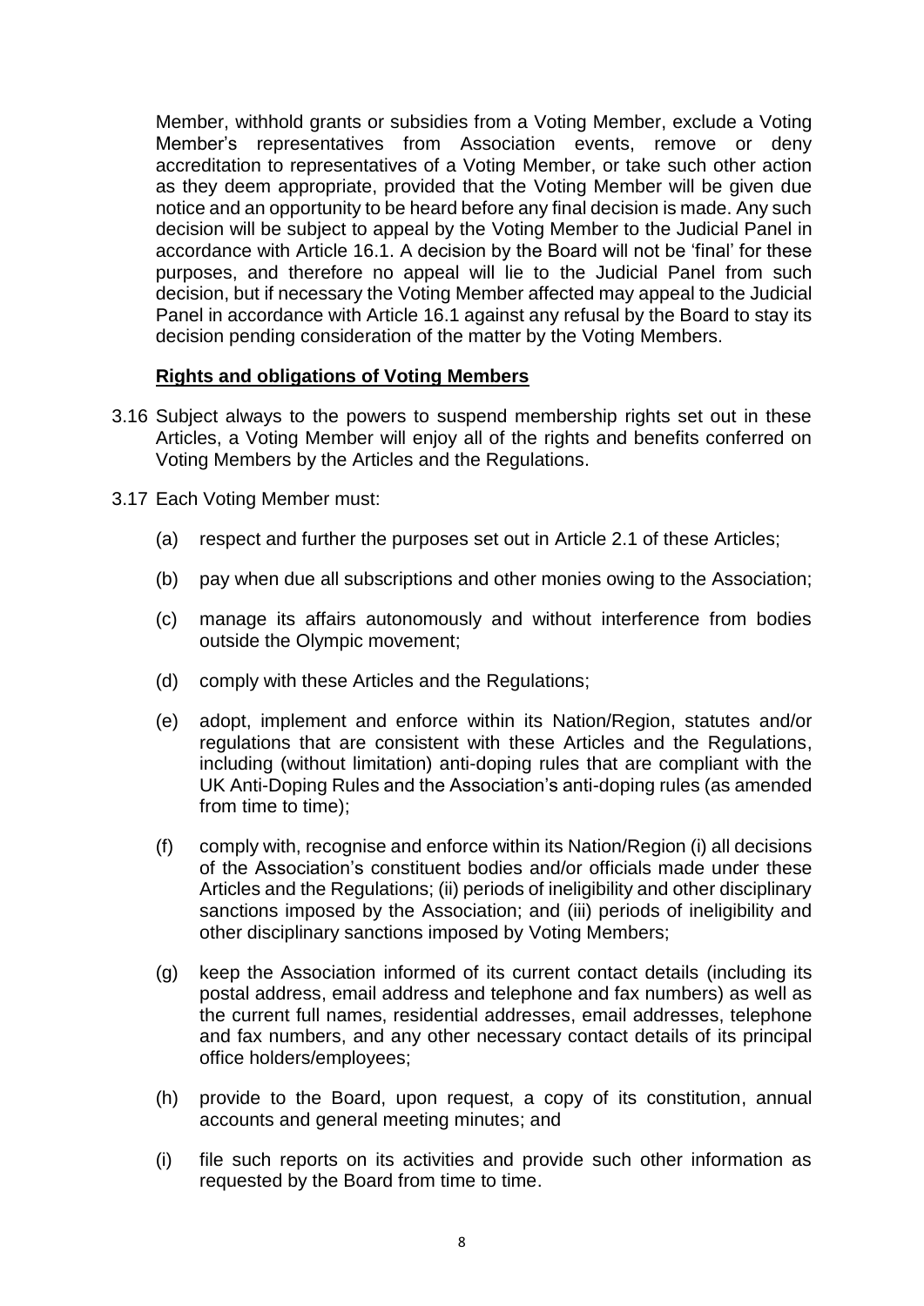Member, withhold grants or subsidies from a Voting Member, exclude a Voting Member's representatives from Association events, remove or deny accreditation to representatives of a Voting Member, or take such other action as they deem appropriate, provided that the Voting Member will be given due notice and an opportunity to be heard before any final decision is made. Any such decision will be subject to appeal by the Voting Member to the Judicial Panel in accordance with Article 16.1. A decision by the Board will not be 'final' for these purposes, and therefore no appeal will lie to the Judicial Panel from such decision, but if necessary the Voting Member affected may appeal to the Judicial Panel in accordance with Article 16.1 against any refusal by the Board to stay its decision pending consideration of the matter by the Voting Members.

**Rights and obligations of Voting Members**

3.16 Subject always to the powers to suspend membership rights set out in these Articles, a Voting Member will enjoy all of the rights and benefits conferred on Voting Members by the Articles and the Regulations.

3.17 Each Voting Member must:

(a) respect and further the purposes set out in Article 2.1 of these Articles;

(b) pay when due all subscriptions and other monies owing to the Association;

(c) manage its affairs autonomously and without interference from bodies outside the Olympic movement;

(d) comply with these Articles and the Regulations;

(e) adopt, implement and enforce within its Nation/Region, statutes and/or regulations that are consistent with these Articles and the Regulations, including (without limitation) anti-doping rules that are compliant with the UK Anti-Doping Rules and the Association's anti-doping rules (as amended from time to time);

(f) comply with, recognise and enforce within its Nation/Region (i) all decisions of the Association's constituent bodies and/or officials made under these Articles and the Regulations; (ii) periods of ineligibility and other disciplinary sanctions imposed by the Association; and (iii) periods of ineligibility and other disciplinary sanctions imposed by Voting Members;

(g) keep the Association informed of its current contact details (including its postal address, email address and telephone and fax numbers) as well as the current full names, residential addresses, email addresses, telephone and fax numbers, and any other necessary contact details of its principal office holders/employees;

(h) provide to the Board, upon request, a copy of its constitution, annual accounts and general meeting minutes; and

(i) file such reports on its activities and provide such other information as requested by the Board from time to time.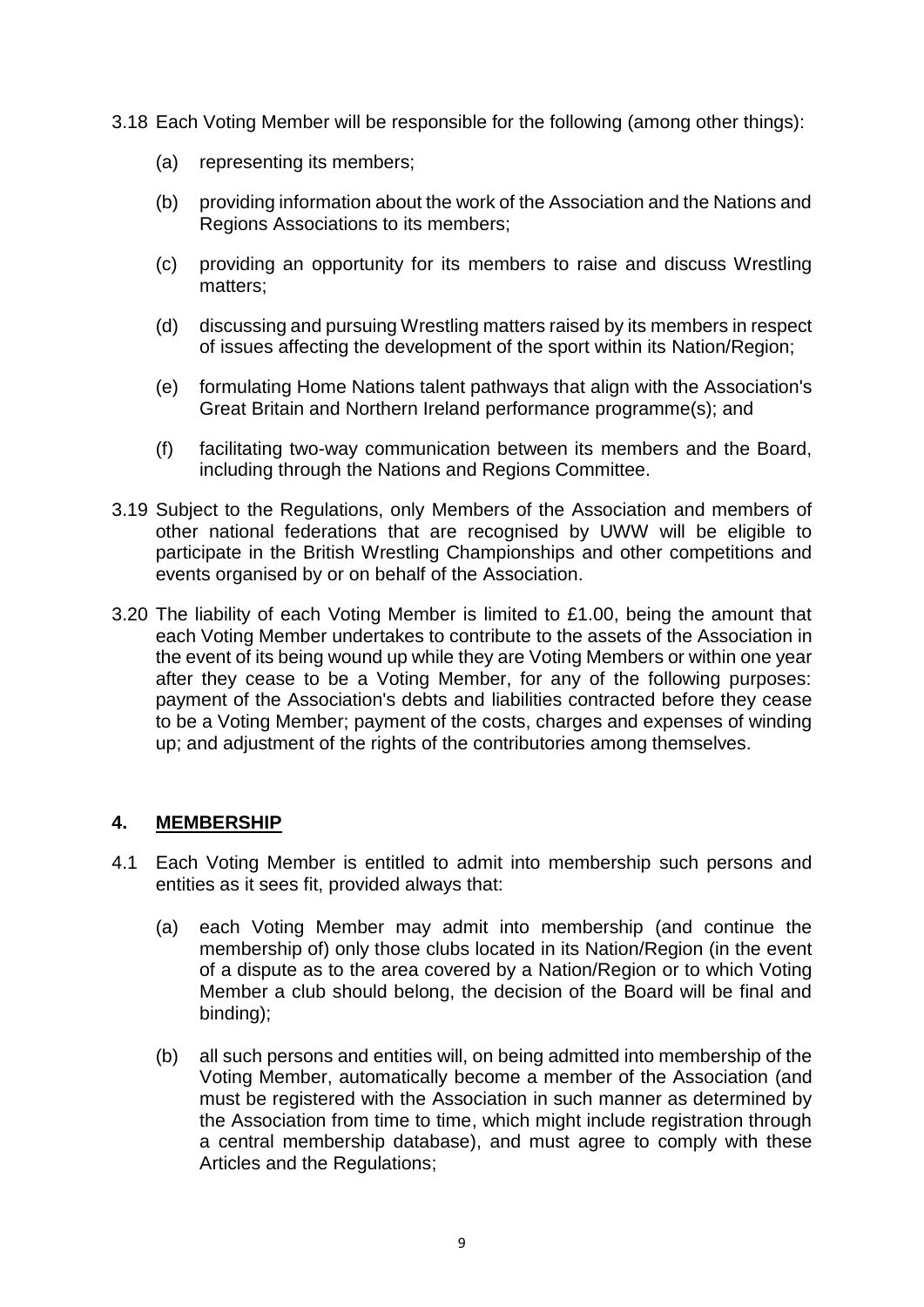3.18 Each Voting Member will be responsible for the following (among other things):

- (a) representing its members;
- (b) providing information about the work of the Association and the Nations and Regions Associations to its members;
- (c) providing an opportunity for its members to raise and discuss Wrestling matters;
- (d) discussing and pursuing Wrestling matters raised by its members in respect of issues affecting the development of the sport within its Nation/Region;
- (e) formulating Home Nations talent pathways that align with the Association's Great Britain and Northern Ireland performance programme(s); and
- (f) facilitating two-way communication between its members and the Board, including through the Nations and Regions Committee.

3.19 Subject to the Regulations, only Members of the Association and members of other national federations that are recognised by UWW will be eligible to participate in the British Wrestling Championships and other competitions and events organised by or on behalf of the Association.

3.20 The liability of each Voting Member is limited to £1.00, being the amount that each Voting Member undertakes to contribute to the assets of the Association in the event of its being wound up while they are Voting Members or within one year after they cease to be a Voting Member, for any of the following purposes: payment of the Association's debts and liabilities contracted before they cease to be a Voting Member; payment of the costs, charges and expenses of winding up; and adjustment of the rights of the contributories among themselves.

## 4. MEMBERSHIP

4.1 Each Voting Member is entitled to admit into membership such persons and entities as it sees fit, provided always that:

- (a) each Voting Member may admit into membership (and continue the membership of) only those clubs located in its Nation/Region (in the event of a dispute as to the area covered by a Nation/Region or to which Voting Member a club should belong, the decision of the Board will be final and binding);
- (b) all such persons and entities will, on being admitted into membership of the Voting Member, automatically become a member of the Association (and must be registered with the Association in such manner as determined by the Association from time to time, which might include registration through a central membership database), and must agree to comply with these Articles and the Regulations;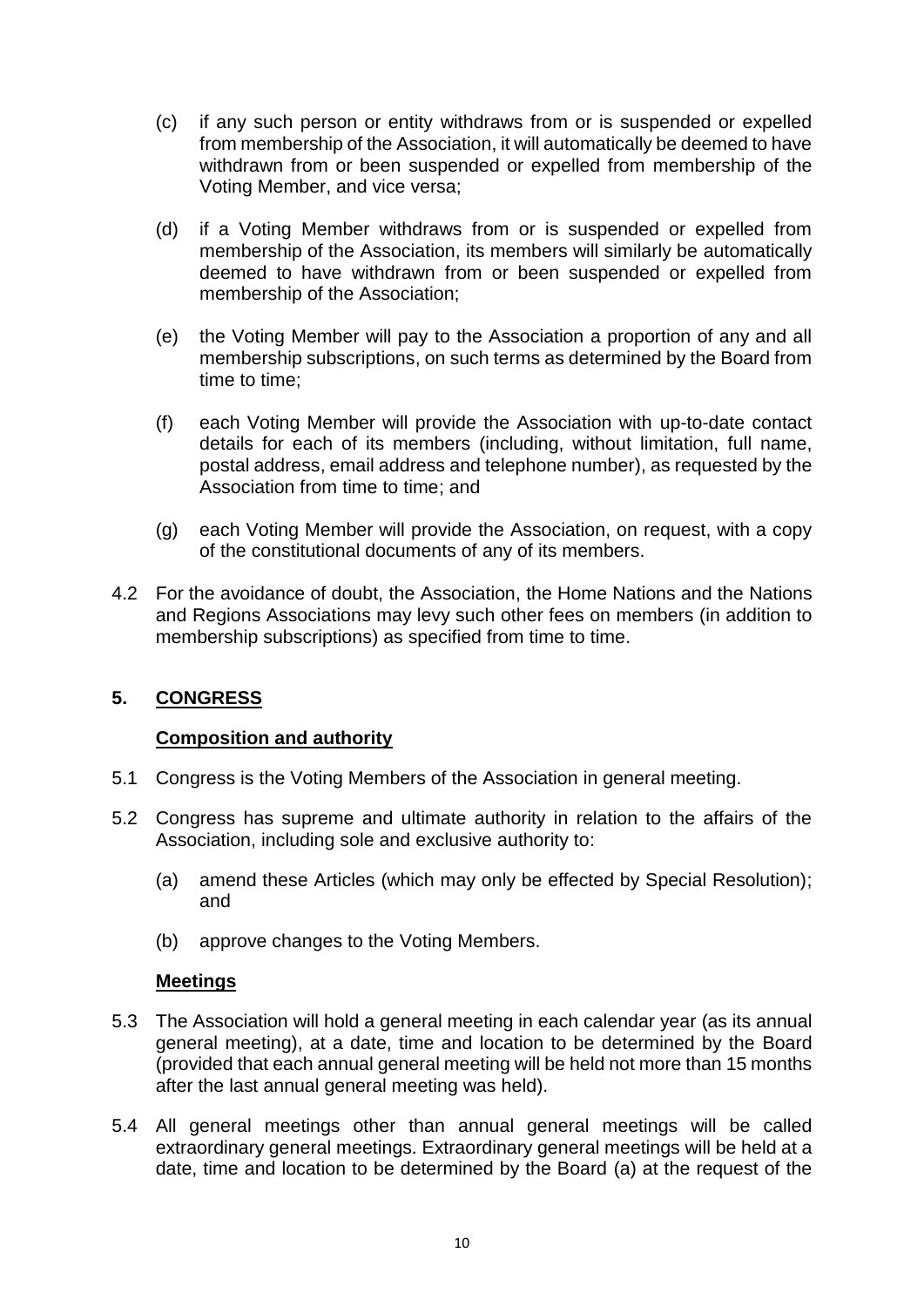(c) if any such person or entity withdraws from or is suspended or expelled from membership of the Association, it will automatically be deemed to have withdrawn from or been suspended or expelled from membership of the Voting Member, and vice versa;

(d) if a Voting Member withdraws from or is suspended or expelled from membership of the Association, its members will similarly be automatically deemed to have withdrawn from or been suspended or expelled from membership of the Association;

(e) the Voting Member will pay to the Association a proportion of any and all membership subscriptions, on such terms as determined by the Board from time to time;

(f) each Voting Member will provide the Association with up-to-date contact details for each of its members (including, without limitation, full name, postal address, email address and telephone number), as requested by the Association from time to time; and

(g) each Voting Member will provide the Association, on request, with a copy of the constitutional documents of any of its members.

4.2 For the avoidance of doubt, the Association, the Home Nations and the Nations and Regions Associations may levy such other fees on members (in addition to membership subscriptions) as specified from time to time.

## 5. CONGRESS

### Composition and authority

5.1 Congress is the Voting Members of the Association in general meeting.

5.2 Congress has supreme and ultimate authority in relation to the affairs of the Association, including sole and exclusive authority to:

(a) amend these Articles (which may only be effected by Special Resolution); and

(b) approve changes to the Voting Members.

### Meetings

5.3 The Association will hold a general meeting in each calendar year (as its annual general meeting), at a date, time and location to be determined by the Board (provided that each annual general meeting will be held not more than 15 months after the last annual general meeting was held).

5.4 All general meetings other than annual general meetings will be called extraordinary general meetings. Extraordinary general meetings will be held at a date, time and location to be determined by the Board (a) at the request of the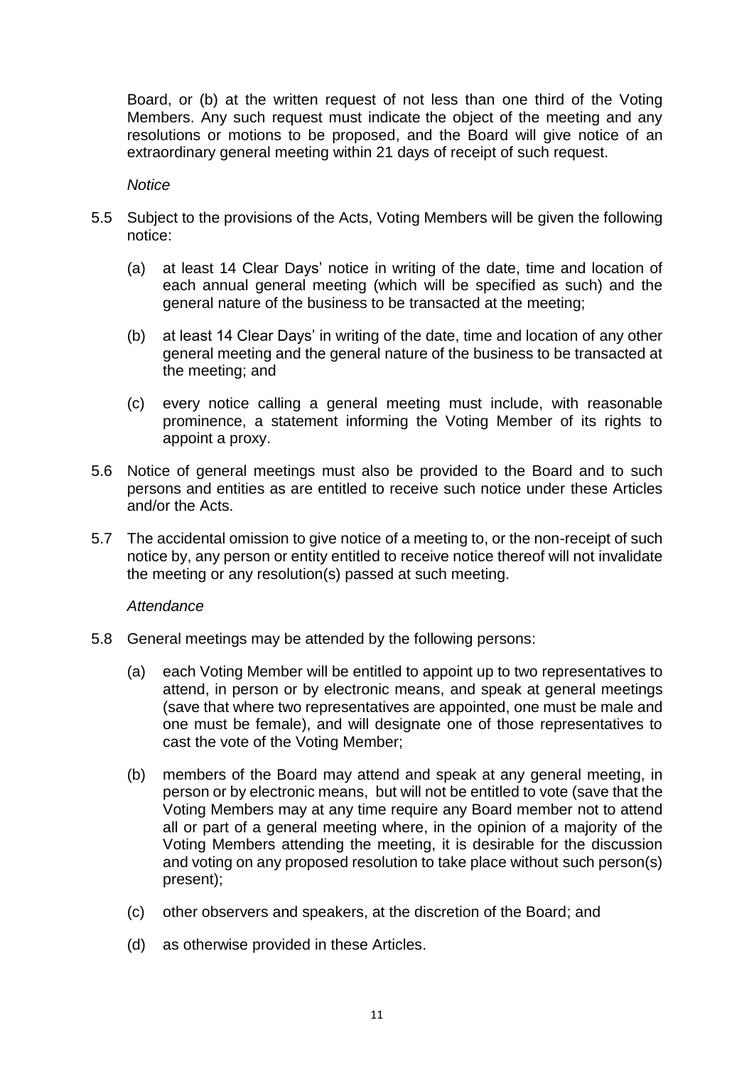Board, or (b) at the written request of not less than one third of the Voting Members. Any such request must indicate the object of the meeting and any resolutions or motions to be proposed, and the Board will give notice of an extraordinary general meeting within 21 days of receipt of such request.

*Notice*

5.5 Subject to the provisions of the Acts, Voting Members will be given the following notice:

(a) at least 14 Clear Days' notice in writing of the date, time and location of each annual general meeting (which will be specified as such) and the general nature of the business to be transacted at the meeting;

(b) at least 14 Clear Days' in writing of the date, time and location of any other general meeting and the general nature of the business to be transacted at the meeting; and

(c) every notice calling a general meeting must include, with reasonable prominence, a statement informing the Voting Member of its rights to appoint a proxy.

5.6 Notice of general meetings must also be provided to the Board and to such persons and entities as are entitled to receive such notice under these Articles and/or the Acts.

5.7 The accidental omission to give notice of a meeting to, or the non-receipt of such notice by, any person or entity entitled to receive notice thereof will not invalidate the meeting or any resolution(s) passed at such meeting.

*Attendance*

5.8 General meetings may be attended by the following persons:

(a) each Voting Member will be entitled to appoint up to two representatives to attend, in person or by electronic means, and speak at general meetings (save that where two representatives are appointed, one must be male and one must be female), and will designate one of those representatives to cast the vote of the Voting Member;

(b) members of the Board may attend and speak at any general meeting, in person or by electronic means, but will not be entitled to vote (save that the Voting Members may at any time require any Board member not to attend all or part of a general meeting where, in the opinion of a majority of the Voting Members attending the meeting, it is desirable for the discussion and voting on any proposed resolution to take place without such person(s) present);

(c) other observers and speakers, at the discretion of the Board; and

(d) as otherwise provided in these Articles.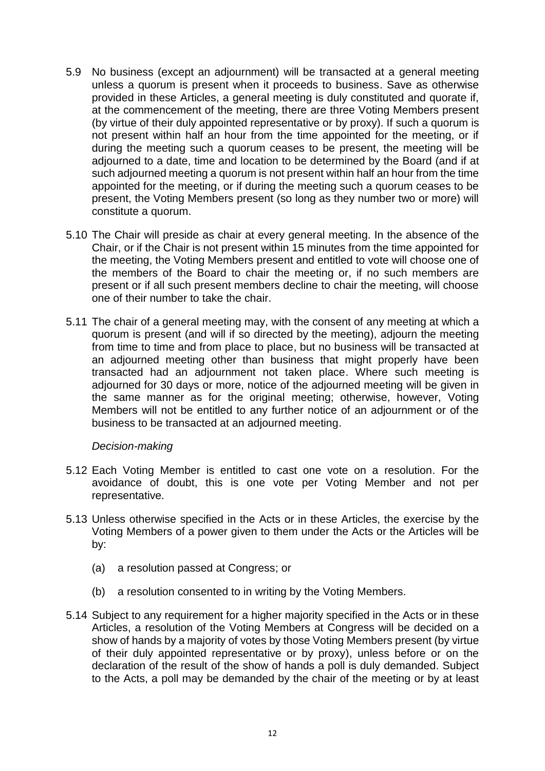5.9 No business (except an adjournment) will be transacted at a general meeting unless a quorum is present when it proceeds to business. Save as otherwise provided in these Articles, a general meeting is duly constituted and quorate if, at the commencement of the meeting, there are three Voting Members present (by virtue of their duly appointed representative or by proxy). If such a quorum is not present within half an hour from the time appointed for the meeting, or if during the meeting such a quorum ceases to be present, the meeting will be adjourned to a date, time and location to be determined by the Board (and if at such adjourned meeting a quorum is not present within half an hour from the time appointed for the meeting, or if during the meeting such a quorum ceases to be present, the Voting Members present (so long as they number two or more) will constitute a quorum.

5.10 The Chair will preside as chair at every general meeting. In the absence of the Chair, or if the Chair is not present within 15 minutes from the time appointed for the meeting, the Voting Members present and entitled to vote will choose one of the members of the Board to chair the meeting or, if no such members are present or if all such present members decline to chair the meeting, will choose one of their number to take the chair.

5.11 The chair of a general meeting may, with the consent of any meeting at which a quorum is present (and will if so directed by the meeting), adjourn the meeting from time to time and from place to place, but no business will be transacted at an adjourned meeting other than business that might properly have been transacted had an adjournment not taken place. Where such meeting is adjourned for 30 days or more, notice of the adjourned meeting will be given in the same manner as for the original meeting; otherwise, however, Voting Members will not be entitled to any further notice of an adjournment or of the business to be transacted at an adjourned meeting.

*Decision-making*

5.12 Each Voting Member is entitled to cast one vote on a resolution. For the avoidance of doubt, this is one vote per Voting Member and not per representative.

5.13 Unless otherwise specified in the Acts or in these Articles, the exercise by the Voting Members of a power given to them under the Acts or the Articles will be by:

(a) a resolution passed at Congress; or

(b) a resolution consented to in writing by the Voting Members.

5.14 Subject to any requirement for a higher majority specified in the Acts or in these Articles, a resolution of the Voting Members at Congress will be decided on a show of hands by a majority of votes by those Voting Members present (by virtue of their duly appointed representative or by proxy), unless before or on the declaration of the result of the show of hands a poll is duly demanded. Subject to the Acts, a poll may be demanded by the chair of the meeting or by at least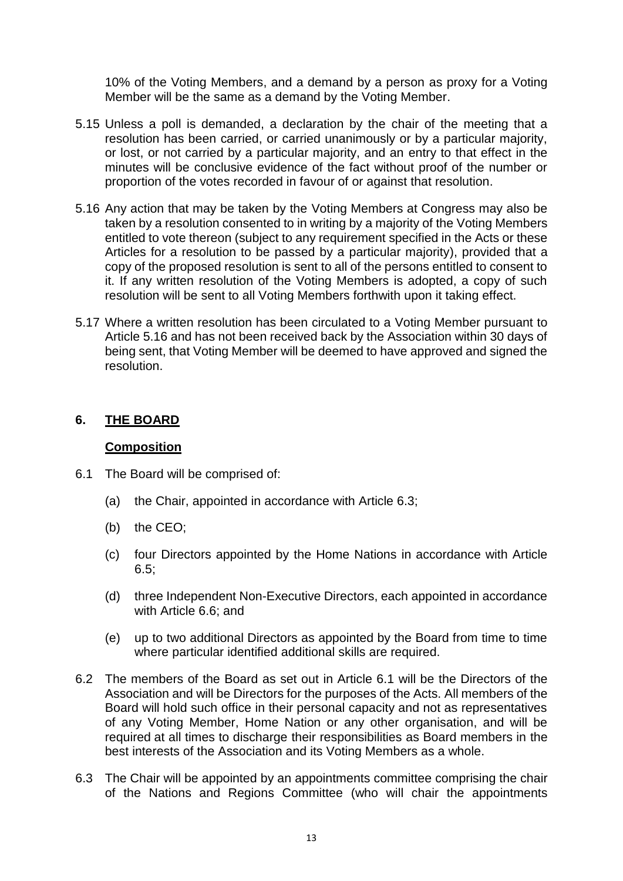10% of the Voting Members, and a demand by a person as proxy for a Voting Member will be the same as a demand by the Voting Member.

5.15 Unless a poll is demanded, a declaration by the chair of the meeting that a resolution has been carried, or carried unanimously or by a particular majority, or lost, or not carried by a particular majority, and an entry to that effect in the minutes will be conclusive evidence of the fact without proof of the number or proportion of the votes recorded in favour of or against that resolution.

5.16 Any action that may be taken by the Voting Members at Congress may also be taken by a resolution consented to in writing by a majority of the Voting Members entitled to vote thereon (subject to any requirement specified in the Acts or these Articles for a resolution to be passed by a particular majority), provided that a copy of the proposed resolution is sent to all of the persons entitled to consent to it. If any written resolution of the Voting Members is adopted, a copy of such resolution will be sent to all Voting Members forthwith upon it taking effect.

5.17 Where a written resolution has been circulated to a Voting Member pursuant to Article 5.16 and has not been received back by the Association within 30 days of being sent, that Voting Member will be deemed to have approved and signed the resolution.

## 6. THE BOARD

### Composition

6.1 The Board will be comprised of:

(a) the Chair, appointed in accordance with Article 6.3;

(b) the CEO;

(c) four Directors appointed by the Home Nations in accordance with Article 6.5;

(d) three Independent Non-Executive Directors, each appointed in accordance with Article 6.6; and

(e) up to two additional Directors as appointed by the Board from time to time where particular identified additional skills are required.

6.2 The members of the Board as set out in Article 6.1 will be the Directors of the Association and will be Directors for the purposes of the Acts. All members of the Board will hold such office in their personal capacity and not as representatives of any Voting Member, Home Nation or any other organisation, and will be required at all times to discharge their responsibilities as Board members in the best interests of the Association and its Voting Members as a whole.

6.3 The Chair will be appointed by an appointments committee comprising the chair of the Nations and Regions Committee (who will chair the appointments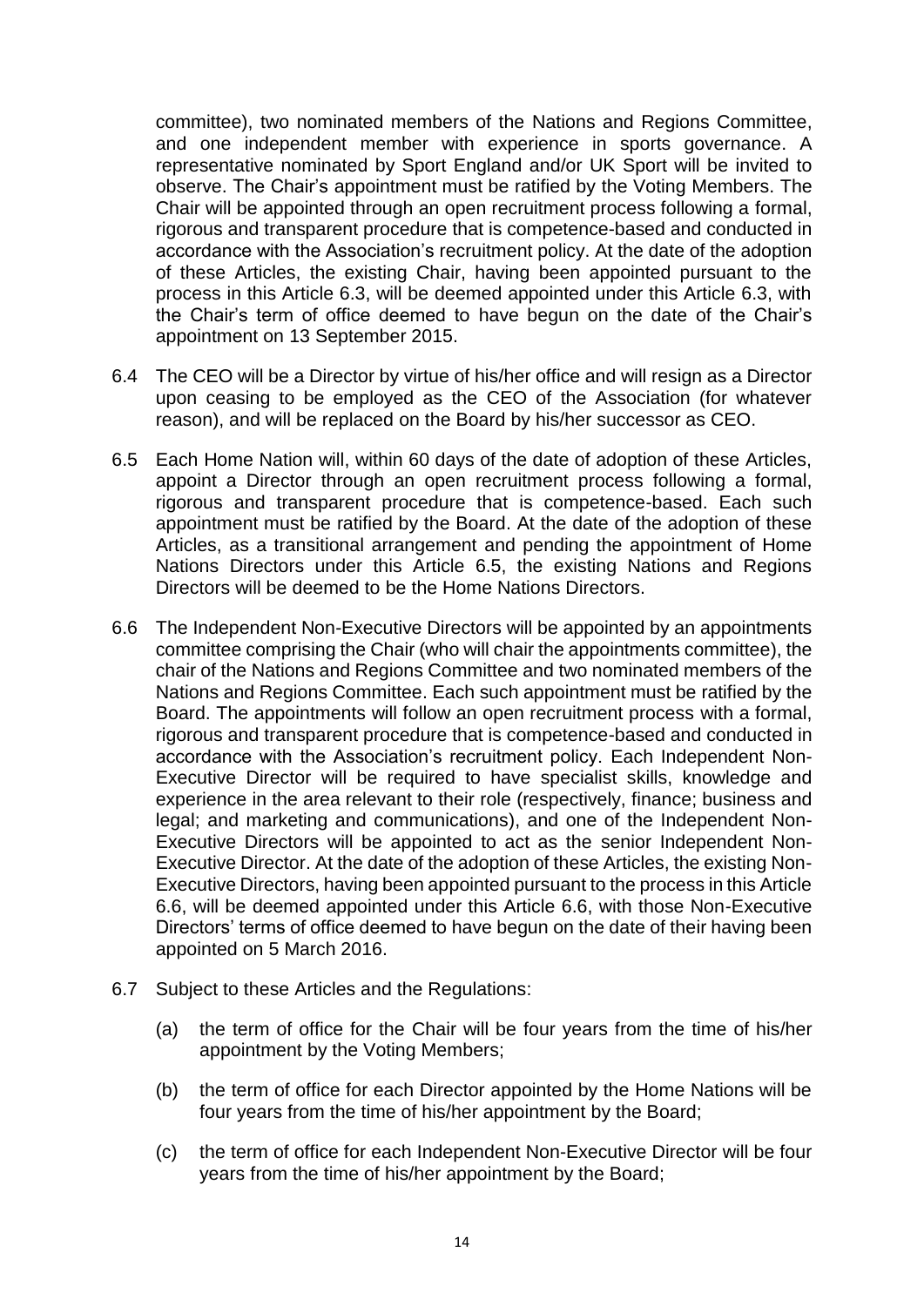committee), two nominated members of the Nations and Regions Committee, and one independent member with experience in sports governance. A representative nominated by Sport England and/or UK Sport will be invited to observe. The Chair's appointment must be ratified by the Voting Members. The Chair will be appointed through an open recruitment process following a formal, rigorous and transparent procedure that is competence-based and conducted in accordance with the Association's recruitment policy. At the date of the adoption of these Articles, the existing Chair, having been appointed pursuant to the process in this Article 6.3, will be deemed appointed under this Article 6.3, with the Chair's term of office deemed to have begun on the date of the Chair's appointment on 13 September 2015.

6.4 The CEO will be a Director by virtue of his/her office and will resign as a Director upon ceasing to be employed as the CEO of the Association (for whatever reason), and will be replaced on the Board by his/her successor as CEO.

6.5 Each Home Nation will, within 60 days of the date of adoption of these Articles, appoint a Director through an open recruitment process following a formal, rigorous and transparent procedure that is competence-based. Each such appointment must be ratified by the Board. At the date of the adoption of these Articles, as a transitional arrangement and pending the appointment of Home Nations Directors under this Article 6.5, the existing Nations and Regions Directors will be deemed to be the Home Nations Directors.

6.6 The Independent Non-Executive Directors will be appointed by an appointments committee comprising the Chair (who will chair the appointments committee), the chair of the Nations and Regions Committee and two nominated members of the Nations and Regions Committee. Each such appointment must be ratified by the Board. The appointments will follow an open recruitment process with a formal, rigorous and transparent procedure that is competence-based and conducted in accordance with the Association's recruitment policy. Each Independent Non-Executive Director will be required to have specialist skills, knowledge and experience in the area relevant to their role (respectively, finance; business and legal; and marketing and communications), and one of the Independent Non-Executive Directors will be appointed to act as the senior Independent Non-Executive Director. At the date of the adoption of these Articles, the existing Non-Executive Directors, having been appointed pursuant to the process in this Article 6.6, will be deemed appointed under this Article 6.6, with those Non-Executive Directors' terms of office deemed to have begun on the date of their having been appointed on 5 March 2016.

6.7 Subject to these Articles and the Regulations:

(a) the term of office for the Chair will be four years from the time of his/her appointment by the Voting Members;

(b) the term of office for each Director appointed by the Home Nations will be four years from the time of his/her appointment by the Board;

(c) the term of office for each Independent Non-Executive Director will be four years from the time of his/her appointment by the Board;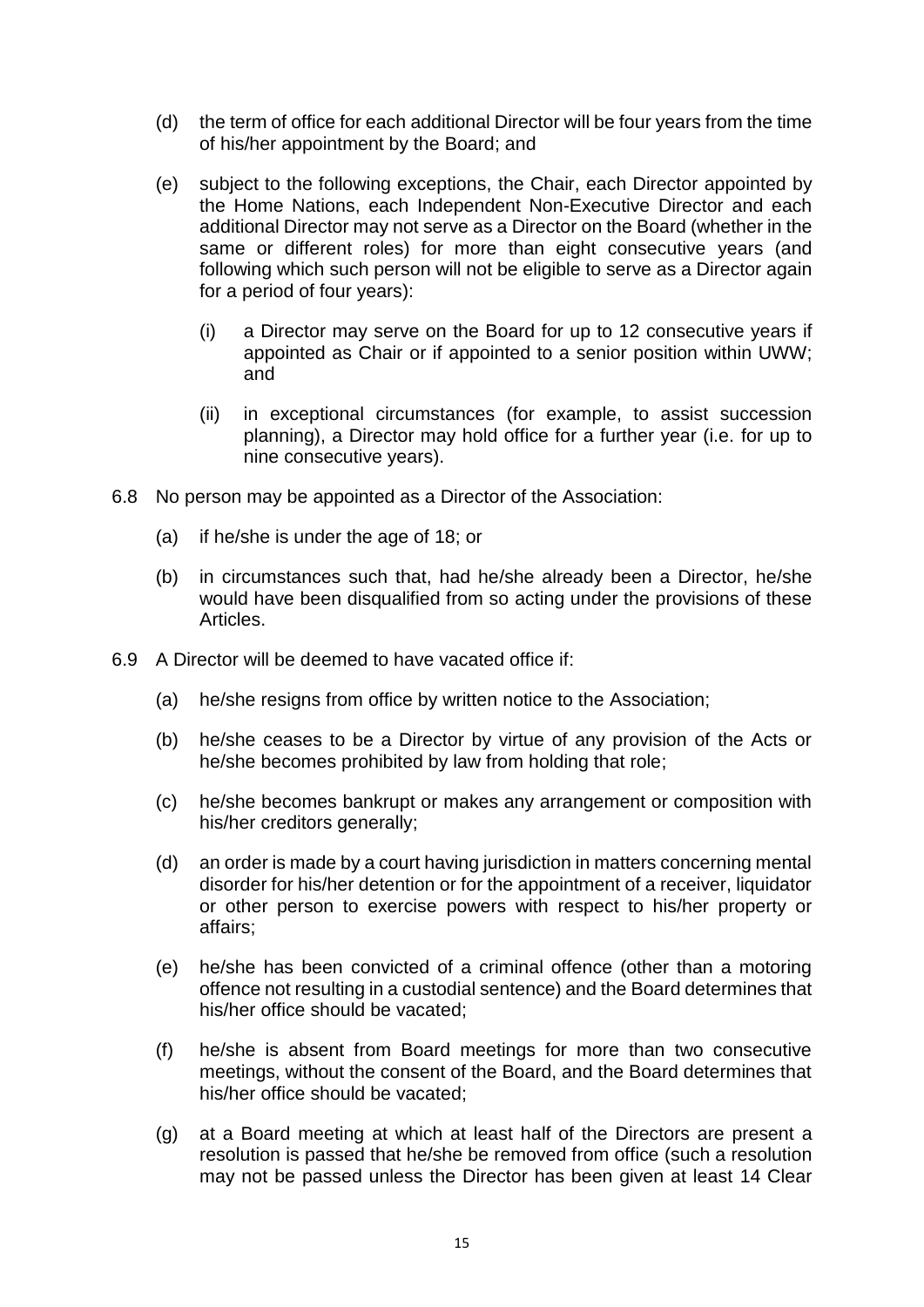(d) the term of office for each additional Director will be four years from the time of his/her appointment by the Board; and

(e) subject to the following exceptions, the Chair, each Director appointed by the Home Nations, each Independent Non-Executive Director and each additional Director may not serve as a Director on the Board (whether in the same or different roles) for more than eight consecutive years (and following which such person will not be eligible to serve as a Director again for a period of four years):

   (i) a Director may serve on the Board for up to 12 consecutive years if appointed as Chair or if appointed to a senior position within UWW; and

   (ii) in exceptional circumstances (for example, to assist succession planning), a Director may hold office for a further year (i.e. for up to nine consecutive years).

6.8 No person may be appointed as a Director of the Association:

(a) if he/she is under the age of 18; or

(b) in circumstances such that, had he/she already been a Director, he/she would have been disqualified from so acting under the provisions of these Articles.

6.9 A Director will be deemed to have vacated office if:

(a) he/she resigns from office by written notice to the Association;

(b) he/she ceases to be a Director by virtue of any provision of the Acts or he/she becomes prohibited by law from holding that role;

(c) he/she becomes bankrupt or makes any arrangement or composition with his/her creditors generally;

(d) an order is made by a court having jurisdiction in matters concerning mental disorder for his/her detention or for the appointment of a receiver, liquidator or other person to exercise powers with respect to his/her property or affairs;

(e) he/she has been convicted of a criminal offence (other than a motoring offence not resulting in a custodial sentence) and the Board determines that his/her office should be vacated;

(f) he/she is absent from Board meetings for more than two consecutive meetings, without the consent of the Board, and the Board determines that his/her office should be vacated;

(g) at a Board meeting at which at least half of the Directors are present a resolution is passed that he/she be removed from office (such a resolution may not be passed unless the Director has been given at least 14 Clear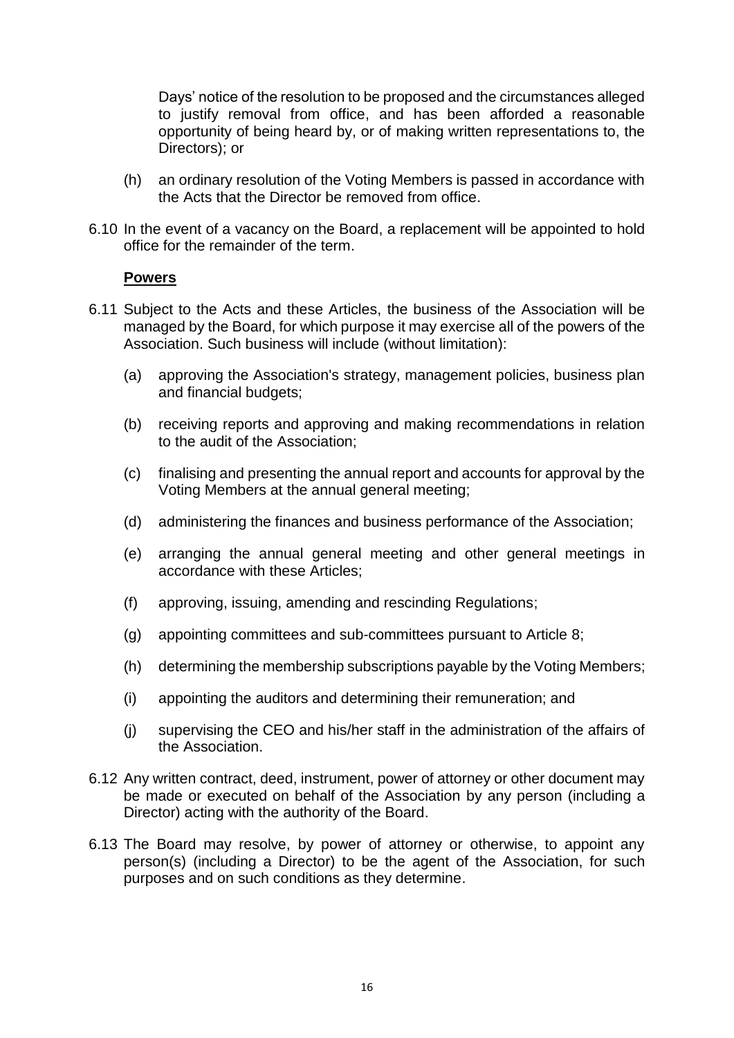Days' notice of the resolution to be proposed and the circumstances alleged to justify removal from office, and has been afforded a reasonable opportunity of being heard by, or of making written representations to, the Directors); or

(h) an ordinary resolution of the Voting Members is passed in accordance with the Acts that the Director be removed from office.

6.10 In the event of a vacancy on the Board, a replacement will be appointed to hold office for the remainder of the term.

**Powers**

6.11 Subject to the Acts and these Articles, the business of the Association will be managed by the Board, for which purpose it may exercise all of the powers of the Association. Such business will include (without limitation):

(a) approving the Association's strategy, management policies, business plan and financial budgets;

(b) receiving reports and approving and making recommendations in relation to the audit of the Association;

(c) finalising and presenting the annual report and accounts for approval by the Voting Members at the annual general meeting;

(d) administering the finances and business performance of the Association;

(e) arranging the annual general meeting and other general meetings in accordance with these Articles;

(f) approving, issuing, amending and rescinding Regulations;

(g) appointing committees and sub-committees pursuant to Article 8;

(h) determining the membership subscriptions payable by the Voting Members;

(i) appointing the auditors and determining their remuneration; and

(j) supervising the CEO and his/her staff in the administration of the affairs of the Association.

6.12 Any written contract, deed, instrument, power of attorney or other document may be made or executed on behalf of the Association by any person (including a Director) acting with the authority of the Board.

6.13 The Board may resolve, by power of attorney or otherwise, to appoint any person(s) (including a Director) to be the agent of the Association, for such purposes and on such conditions as they determine.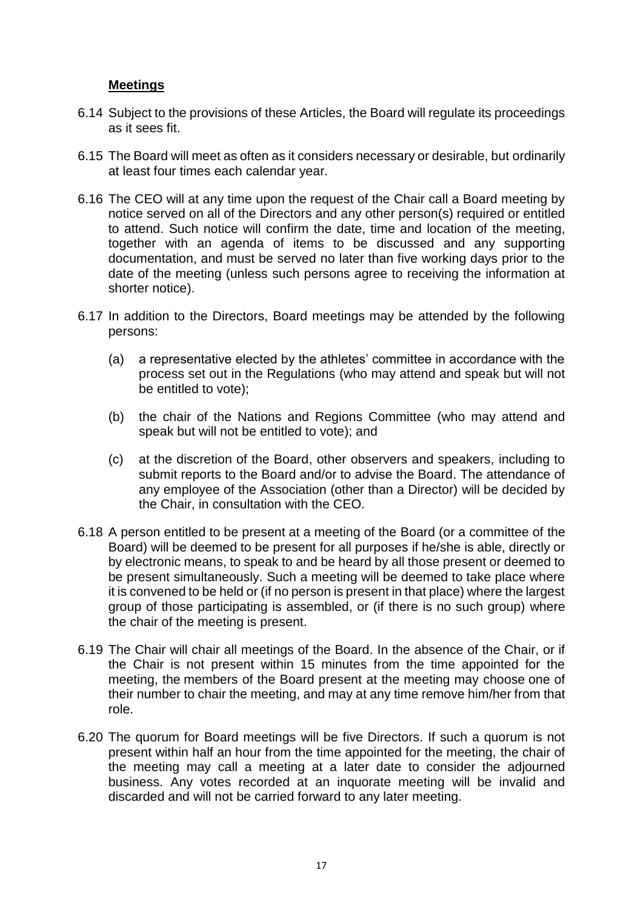## **Meetings**

6.14 Subject to the provisions of these Articles, the Board will regulate its proceedings as it sees fit.

6.15 The Board will meet as often as it considers necessary or desirable, but ordinarily at least four times each calendar year.

6.16 The CEO will at any time upon the request of the Chair call a Board meeting by notice served on all of the Directors and any other person(s) required or entitled to attend. Such notice will confirm the date, time and location of the meeting, together with an agenda of items to be discussed and any supporting documentation, and must be served no later than five working days prior to the date of the meeting (unless such persons agree to receiving the information at shorter notice).

6.17 In addition to the Directors, Board meetings may be attended by the following persons:

(a) a representative elected by the athletes' committee in accordance with the process set out in the Regulations (who may attend and speak but will not be entitled to vote);

(b) the chair of the Nations and Regions Committee (who may attend and speak but will not be entitled to vote); and

(c) at the discretion of the Board, other observers and speakers, including to submit reports to the Board and/or to advise the Board. The attendance of any employee of the Association (other than a Director) will be decided by the Chair, in consultation with the CEO.

6.18 A person entitled to be present at a meeting of the Board (or a committee of the Board) will be deemed to be present for all purposes if he/she is able, directly or by electronic means, to speak to and be heard by all those present or deemed to be present simultaneously. Such a meeting will be deemed to take place where it is convened to be held or (if no person is present in that place) where the largest group of those participating is assembled, or (if there is no such group) where the chair of the meeting is present.

6.19 The Chair will chair all meetings of the Board. In the absence of the Chair, or if the Chair is not present within 15 minutes from the time appointed for the meeting, the members of the Board present at the meeting may choose one of their number to chair the meeting, and may at any time remove him/her from that role.

6.20 The quorum for Board meetings will be five Directors. If such a quorum is not present within half an hour from the time appointed for the meeting, the chair of the meeting may call a meeting at a later date to consider the adjourned business. Any votes recorded at an inquorate meeting will be invalid and discarded and will not be carried forward to any later meeting.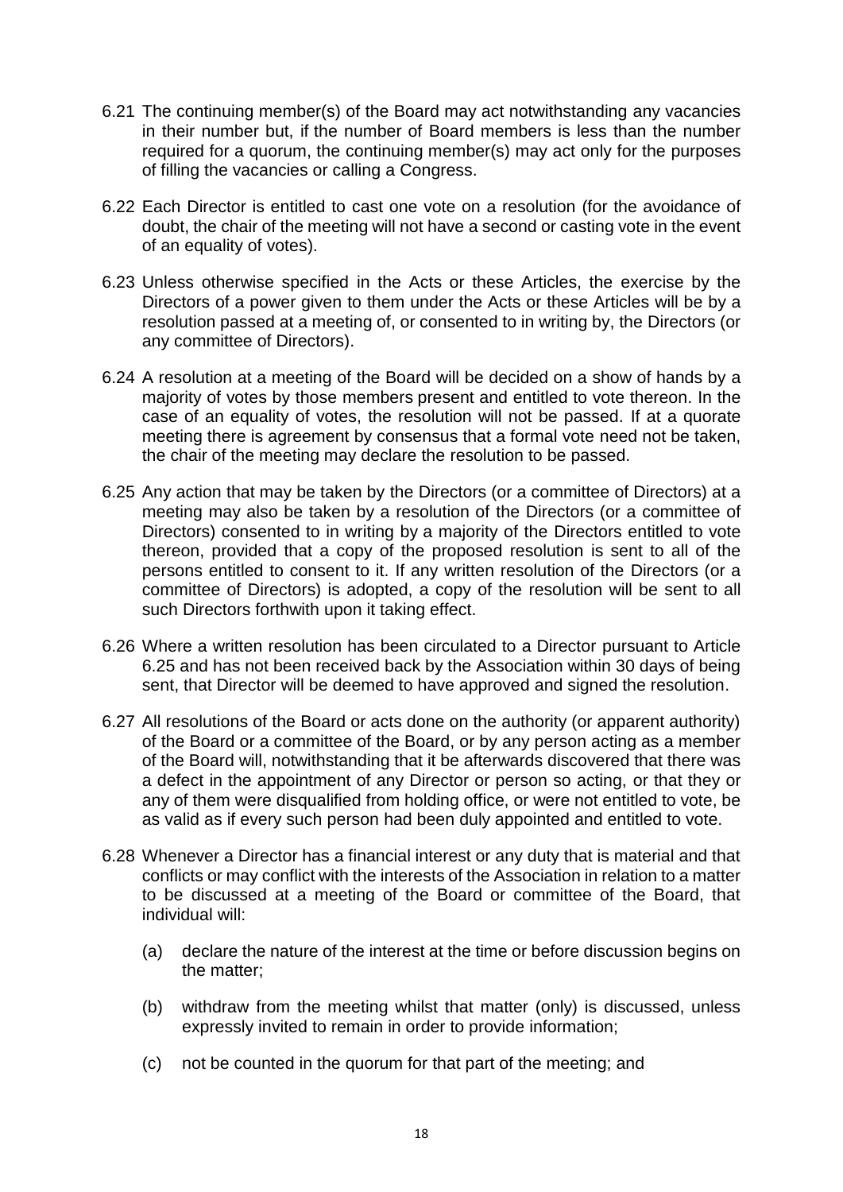6.21 The continuing member(s) of the Board may act notwithstanding any vacancies in their number but, if the number of Board members is less than the number required for a quorum, the continuing member(s) may act only for the purposes of filling the vacancies or calling a Congress.

6.22 Each Director is entitled to cast one vote on a resolution (for the avoidance of doubt, the chair of the meeting will not have a second or casting vote in the event of an equality of votes).

6.23 Unless otherwise specified in the Acts or these Articles, the exercise by the Directors of a power given to them under the Acts or these Articles will be by a resolution passed at a meeting of, or consented to in writing by, the Directors (or any committee of Directors).

6.24 A resolution at a meeting of the Board will be decided on a show of hands by a majority of votes by those members present and entitled to vote thereon. In the case of an equality of votes, the resolution will not be passed. If at a quorate meeting there is agreement by consensus that a formal vote need not be taken, the chair of the meeting may declare the resolution to be passed.

6.25 Any action that may be taken by the Directors (or a committee of Directors) at a meeting may also be taken by a resolution of the Directors (or a committee of Directors) consented to in writing by a majority of the Directors entitled to vote thereon, provided that a copy of the proposed resolution is sent to all of the persons entitled to consent to it. If any written resolution of the Directors (or a committee of Directors) is adopted, a copy of the resolution will be sent to all such Directors forthwith upon it taking effect.

6.26 Where a written resolution has been circulated to a Director pursuant to Article 6.25 and has not been received back by the Association within 30 days of being sent, that Director will be deemed to have approved and signed the resolution.

6.27 All resolutions of the Board or acts done on the authority (or apparent authority) of the Board or a committee of the Board, or by any person acting as a member of the Board will, notwithstanding that it be afterwards discovered that there was a defect in the appointment of any Director or person so acting, or that they or any of them were disqualified from holding office, or were not entitled to vote, be as valid as if every such person had been duly appointed and entitled to vote.

6.28 Whenever a Director has a financial interest or any duty that is material and that conflicts or may conflict with the interests of the Association in relation to a matter to be discussed at a meeting of the Board or committee of the Board, that individual will:

(a) declare the nature of the interest at the time or before discussion begins on the matter;

(b) withdraw from the meeting whilst that matter (only) is discussed, unless expressly invited to remain in order to provide information;

(c) not be counted in the quorum for that part of the meeting; and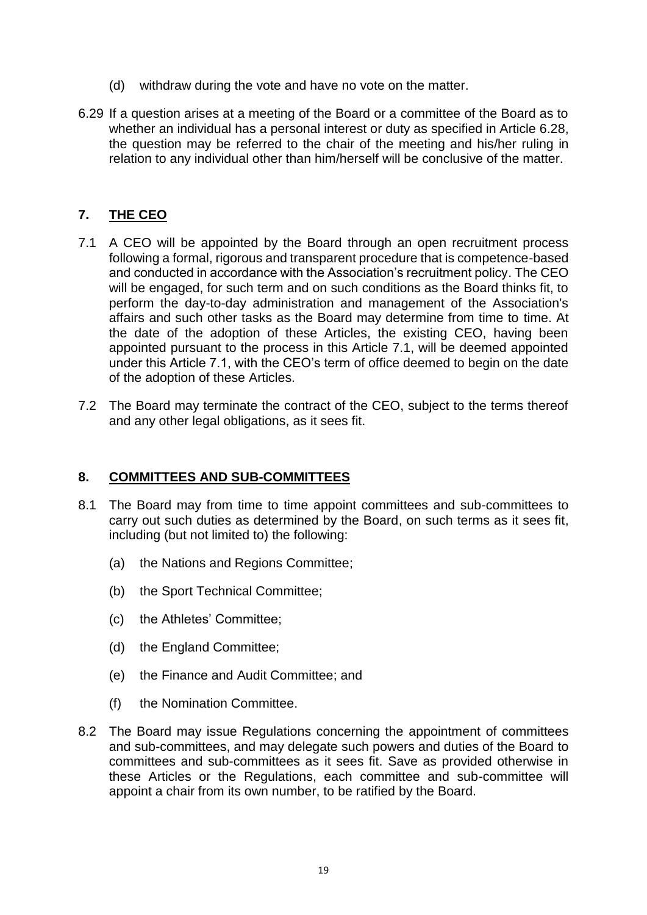(d) withdraw during the vote and have no vote on the matter.

6.29 If a question arises at a meeting of the Board or a committee of the Board as to whether an individual has a personal interest or duty as specified in Article 6.28, the question may be referred to the chair of the meeting and his/her ruling in relation to any individual other than him/herself will be conclusive of the matter.

## 7. THE CEO

7.1 A CEO will be appointed by the Board through an open recruitment process following a formal, rigorous and transparent procedure that is competence-based and conducted in accordance with the Association's recruitment policy. The CEO will be engaged, for such term and on such conditions as the Board thinks fit, to perform the day-to-day administration and management of the Association's affairs and such other tasks as the Board may determine from time to time. At the date of the adoption of these Articles, the existing CEO, having been appointed pursuant to the process in this Article 7.1, will be deemed appointed under this Article 7.1, with the CEO's term of office deemed to begin on the date of the adoption of these Articles.

7.2 The Board may terminate the contract of the CEO, subject to the terms thereof and any other legal obligations, as it sees fit.

## 8. COMMITTEES AND SUB-COMMITTEES

8.1 The Board may from time to time appoint committees and sub-committees to carry out such duties as determined by the Board, on such terms as it sees fit, including (but not limited to) the following:

(a) the Nations and Regions Committee;

(b) the Sport Technical Committee;

(c) the Athletes' Committee;

(d) the England Committee;

(e) the Finance and Audit Committee; and

(f) the Nomination Committee.

8.2 The Board may issue Regulations concerning the appointment of committees and sub-committees, and may delegate such powers and duties of the Board to committees and sub-committees as it sees fit. Save as provided otherwise in these Articles or the Regulations, each committee and sub-committee will appoint a chair from its own number, to be ratified by the Board.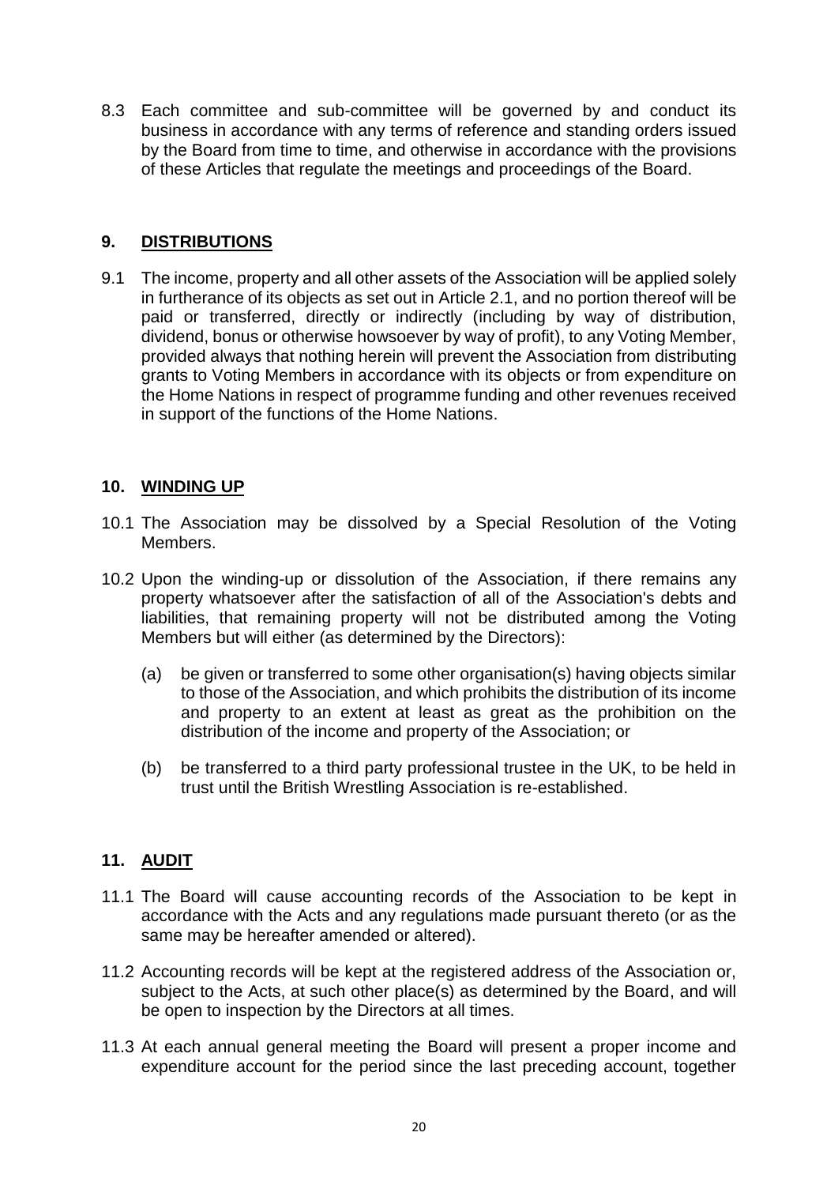8.3 Each committee and sub-committee will be governed by and conduct its business in accordance with any terms of reference and standing orders issued by the Board from time to time, and otherwise in accordance with the provisions of these Articles that regulate the meetings and proceedings of the Board.

## 9. DISTRIBUTIONS

9.1 The income, property and all other assets of the Association will be applied solely in furtherance of its objects as set out in Article 2.1, and no portion thereof will be paid or transferred, directly or indirectly (including by way of distribution, dividend, bonus or otherwise howsoever by way of profit), to any Voting Member, provided always that nothing herein will prevent the Association from distributing grants to Voting Members in accordance with its objects or from expenditure on the Home Nations in respect of programme funding and other revenues received in support of the functions of the Home Nations.

## 10. WINDING UP

10.1 The Association may be dissolved by a Special Resolution of the Voting Members.

10.2 Upon the winding-up or dissolution of the Association, if there remains any property whatsoever after the satisfaction of all of the Association's debts and liabilities, that remaining property will not be distributed among the Voting Members but will either (as determined by the Directors):

(a) be given or transferred to some other organisation(s) having objects similar to those of the Association, and which prohibits the distribution of its income and property to an extent at least as great as the prohibition on the distribution of the income and property of the Association; or

(b) be transferred to a third party professional trustee in the UK, to be held in trust until the British Wrestling Association is re-established.

## 11. AUDIT

11.1 The Board will cause accounting records of the Association to be kept in accordance with the Acts and any regulations made pursuant thereto (or as the same may be hereafter amended or altered).

11.2 Accounting records will be kept at the registered address of the Association or, subject to the Acts, at such other place(s) as determined by the Board, and will be open to inspection by the Directors at all times.

11.3 At each annual general meeting the Board will present a proper income and expenditure account for the period since the last preceding account, together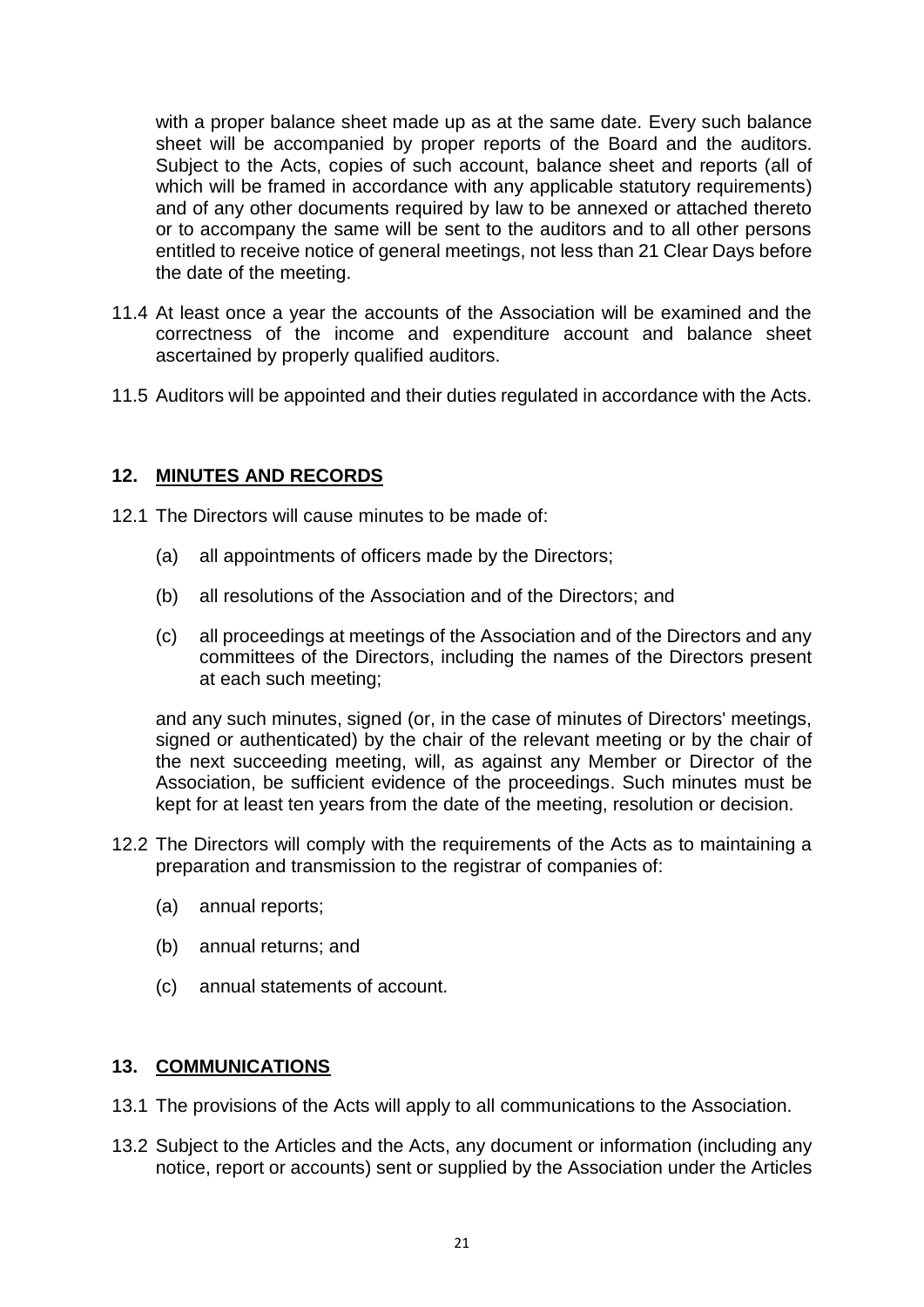with a proper balance sheet made up as at the same date. Every such balance sheet will be accompanied by proper reports of the Board and the auditors. Subject to the Acts, copies of such account, balance sheet and reports (all of which will be framed in accordance with any applicable statutory requirements) and of any other documents required by law to be annexed or attached thereto or to accompany the same will be sent to the auditors and to all other persons entitled to receive notice of general meetings, not less than 21 Clear Days before the date of the meeting.

11.4 At least once a year the accounts of the Association will be examined and the correctness of the income and expenditure account and balance sheet ascertained by properly qualified auditors.

11.5 Auditors will be appointed and their duties regulated in accordance with the Acts.

## 12. MINUTES AND RECORDS

12.1 The Directors will cause minutes to be made of:

(a) all appointments of officers made by the Directors;

(b) all resolutions of the Association and of the Directors; and

(c) all proceedings at meetings of the Association and of the Directors and any committees of the Directors, including the names of the Directors present at each such meeting;

and any such minutes, signed (or, in the case of minutes of Directors' meetings, signed or authenticated) by the chair of the relevant meeting or by the chair of the next succeeding meeting, will, as against any Member or Director of the Association, be sufficient evidence of the proceedings. Such minutes must be kept for at least ten years from the date of the meeting, resolution or decision.

12.2 The Directors will comply with the requirements of the Acts as to maintaining a preparation and transmission to the registrar of companies of:

(a) annual reports;

(b) annual returns; and

(c) annual statements of account.

## 13. COMMUNICATIONS

13.1 The provisions of the Acts will apply to all communications to the Association.

13.2 Subject to the Articles and the Acts, any document or information (including any notice, report or accounts) sent or supplied by the Association under the Articles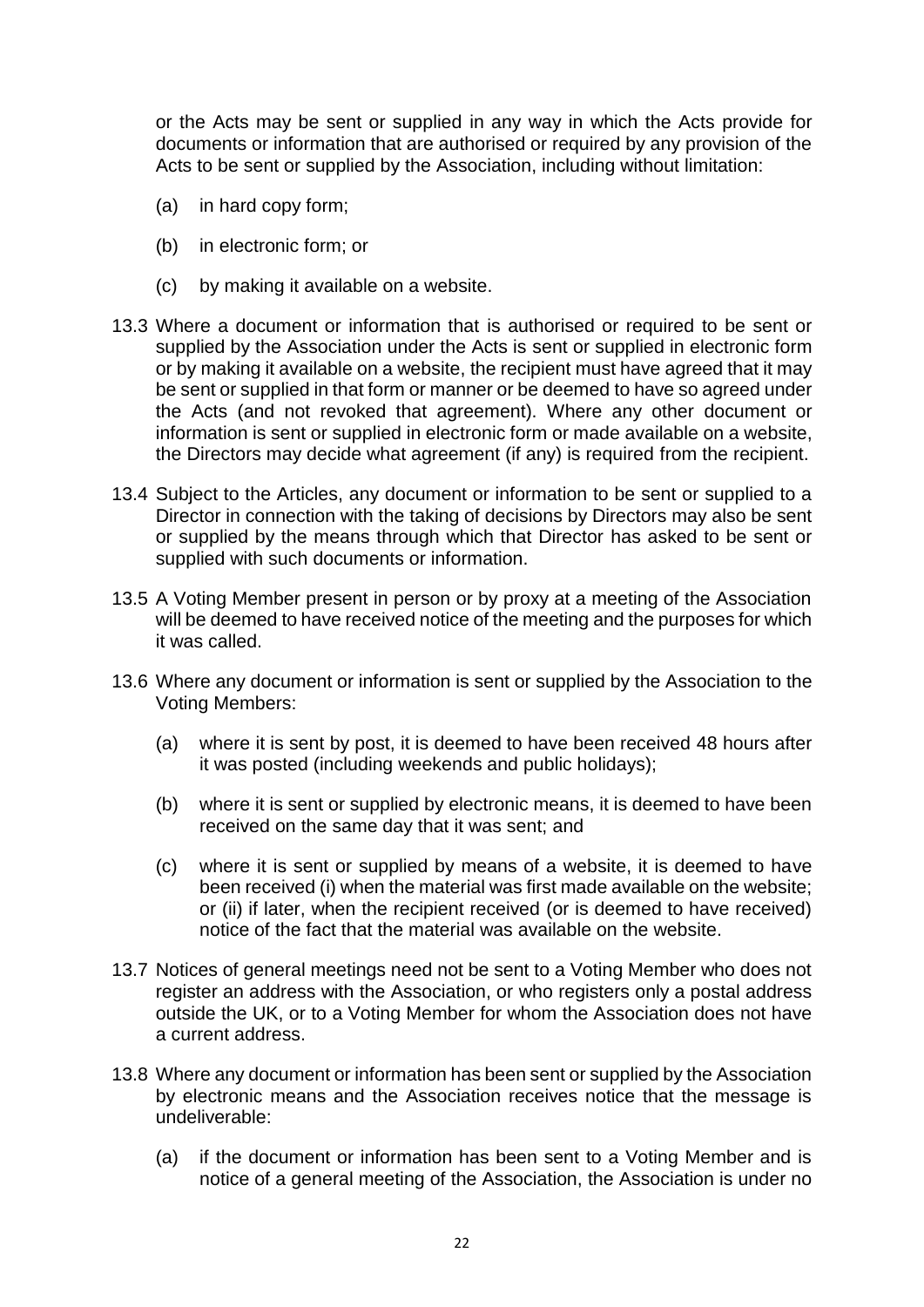or the Acts may be sent or supplied in any way in which the Acts provide for documents or information that are authorised or required by any provision of the Acts to be sent or supplied by the Association, including without limitation:

(a) in hard copy form;

(b) in electronic form; or

(c) by making it available on a website.

13.3 Where a document or information that is authorised or required to be sent or supplied by the Association under the Acts is sent or supplied in electronic form or by making it available on a website, the recipient must have agreed that it may be sent or supplied in that form or manner or be deemed to have so agreed under the Acts (and not revoked that agreement). Where any other document or information is sent or supplied in electronic form or made available on a website, the Directors may decide what agreement (if any) is required from the recipient.

13.4 Subject to the Articles, any document or information to be sent or supplied to a Director in connection with the taking of decisions by Directors may also be sent or supplied by the means through which that Director has asked to be sent or supplied with such documents or information.

13.5 A Voting Member present in person or by proxy at a meeting of the Association will be deemed to have received notice of the meeting and the purposes for which it was called.

13.6 Where any document or information is sent or supplied by the Association to the Voting Members:

(a) where it is sent by post, it is deemed to have been received 48 hours after it was posted (including weekends and public holidays);

(b) where it is sent or supplied by electronic means, it is deemed to have been received on the same day that it was sent; and

(c) where it is sent or supplied by means of a website, it is deemed to have been received (i) when the material was first made available on the website; or (ii) if later, when the recipient received (or is deemed to have received) notice of the fact that the material was available on the website.

13.7 Notices of general meetings need not be sent to a Voting Member who does not register an address with the Association, or who registers only a postal address outside the UK, or to a Voting Member for whom the Association does not have a current address.

13.8 Where any document or information has been sent or supplied by the Association by electronic means and the Association receives notice that the message is undeliverable:

(a) if the document or information has been sent to a Voting Member and is notice of a general meeting of the Association, the Association is under no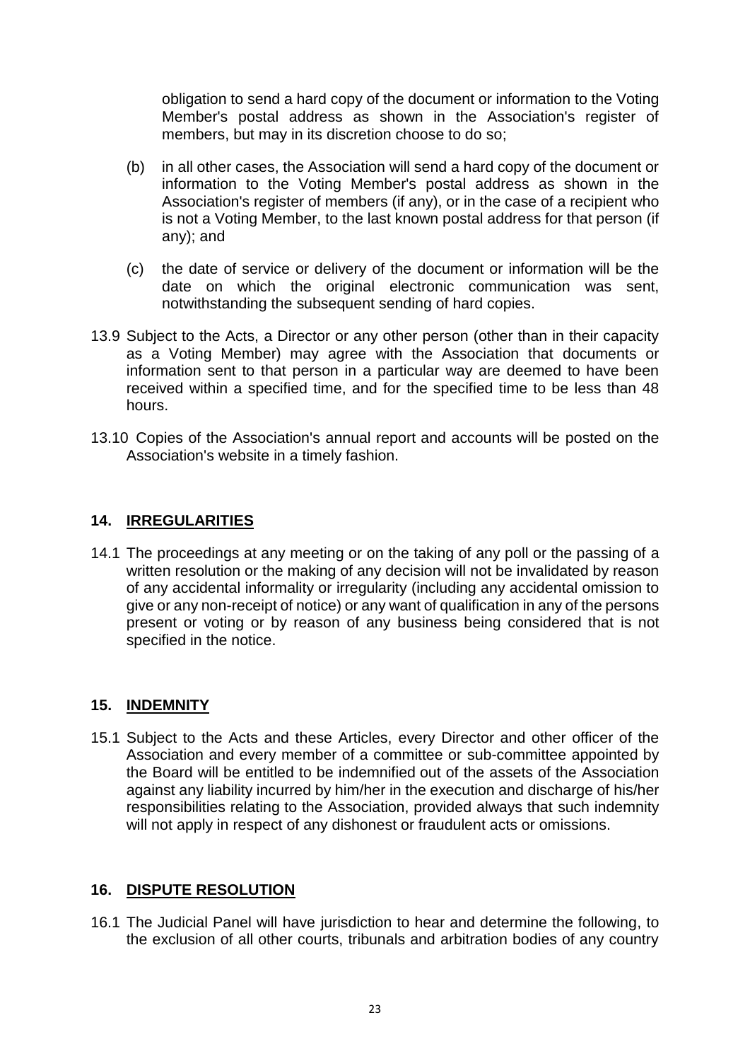obligation to send a hard copy of the document or information to the Voting Member's postal address as shown in the Association's register of members, but may in its discretion choose to do so;

(b) in all other cases, the Association will send a hard copy of the document or information to the Voting Member's postal address as shown in the Association's register of members (if any), or in the case of a recipient who is not a Voting Member, to the last known postal address for that person (if any); and

(c) the date of service or delivery of the document or information will be the date on which the original electronic communication was sent, notwithstanding the subsequent sending of hard copies.

13.9 Subject to the Acts, a Director or any other person (other than in their capacity as a Voting Member) may agree with the Association that documents or information sent to that person in a particular way are deemed to have been received within a specified time, and for the specified time to be less than 48 hours.

13.10 Copies of the Association's annual report and accounts will be posted on the Association's website in a timely fashion.

## 14. IRREGULARITIES

14.1 The proceedings at any meeting or on the taking of any poll or the passing of a written resolution or the making of any decision will not be invalidated by reason of any accidental informality or irregularity (including any accidental omission to give or any non-receipt of notice) or any want of qualification in any of the persons present or voting or by reason of any business being considered that is not specified in the notice.

## 15. INDEMNITY

15.1 Subject to the Acts and these Articles, every Director and other officer of the Association and every member of a committee or sub-committee appointed by the Board will be entitled to be indemnified out of the assets of the Association against any liability incurred by him/her in the execution and discharge of his/her responsibilities relating to the Association, provided always that such indemnity will not apply in respect of any dishonest or fraudulent acts or omissions.

## 16. DISPUTE RESOLUTION

16.1 The Judicial Panel will have jurisdiction to hear and determine the following, to the exclusion of all other courts, tribunals and arbitration bodies of any country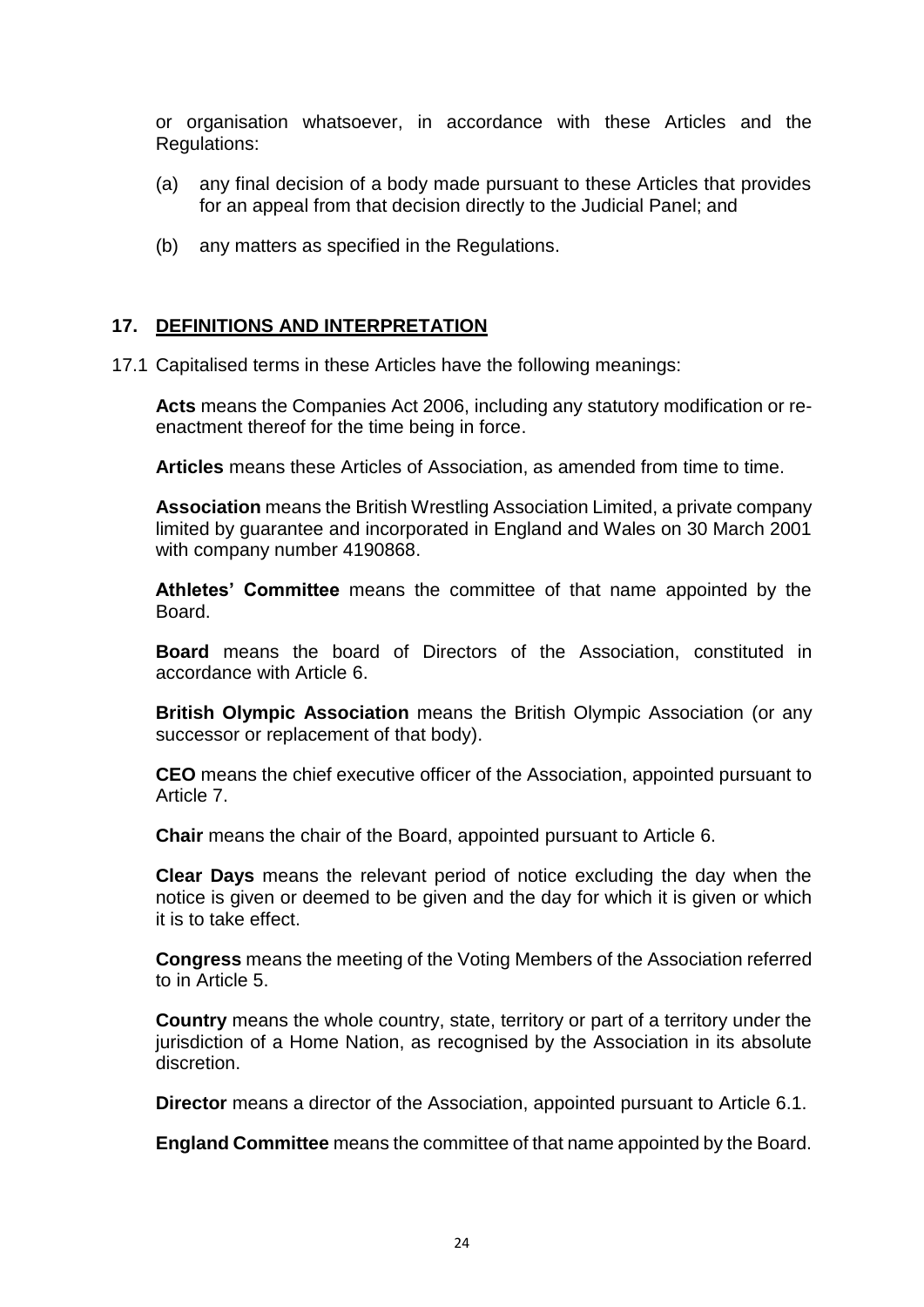or organisation whatsoever, in accordance with these Articles and the Regulations:

(a) any final decision of a body made pursuant to these Articles that provides for an appeal from that decision directly to the Judicial Panel; and

(b) any matters as specified in the Regulations.

## 17. DEFINITIONS AND INTERPRETATION

17.1 Capitalised terms in these Articles have the following meanings:

**Acts** means the Companies Act 2006, including any statutory modification or re-enactment thereof for the time being in force.

**Articles** means these Articles of Association, as amended from time to time.

**Association** means the British Wrestling Association Limited, a private company limited by guarantee and incorporated in England and Wales on 30 March 2001 with company number 4190868.

**Athletes' Committee** means the committee of that name appointed by the Board.

**Board** means the board of Directors of the Association, constituted in accordance with Article 6.

**British Olympic Association** means the British Olympic Association (or any successor or replacement of that body).

**CEO** means the chief executive officer of the Association, appointed pursuant to Article 7.

**Chair** means the chair of the Board, appointed pursuant to Article 6.

**Clear Days** means the relevant period of notice excluding the day when the notice is given or deemed to be given and the day for which it is given or which it is to take effect.

**Congress** means the meeting of the Voting Members of the Association referred to in Article 5.

**Country** means the whole country, state, territory or part of a territory under the jurisdiction of a Home Nation, as recognised by the Association in its absolute discretion.

**Director** means a director of the Association, appointed pursuant to Article 6.1.

**England Committee** means the committee of that name appointed by the Board.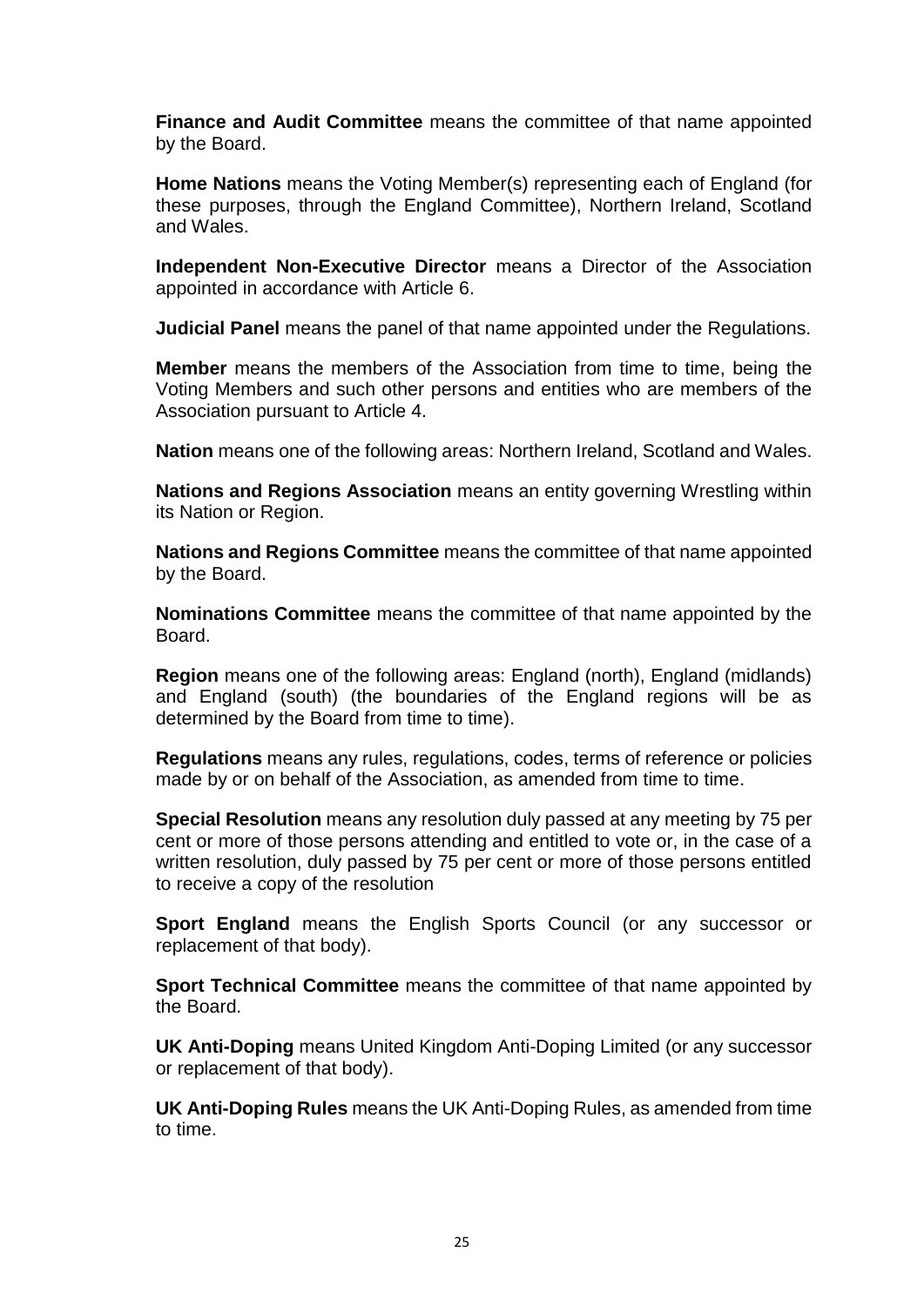**Finance and Audit Committee** means the committee of that name appointed by the Board.

**Home Nations** means the Voting Member(s) representing each of England (for these purposes, through the England Committee), Northern Ireland, Scotland and Wales.

**Independent Non-Executive Director** means a Director of the Association appointed in accordance with Article 6.

**Judicial Panel** means the panel of that name appointed under the Regulations.

**Member** means the members of the Association from time to time, being the Voting Members and such other persons and entities who are members of the Association pursuant to Article 4.

**Nation** means one of the following areas: Northern Ireland, Scotland and Wales.

**Nations and Regions Association** means an entity governing Wrestling within its Nation or Region.

**Nations and Regions Committee** means the committee of that name appointed by the Board.

**Nominations Committee** means the committee of that name appointed by the Board.

**Region** means one of the following areas: England (north), England (midlands) and England (south) (the boundaries of the England regions will be as determined by the Board from time to time).

**Regulations** means any rules, regulations, codes, terms of reference or policies made by or on behalf of the Association, as amended from time to time.

**Special Resolution** means any resolution duly passed at any meeting by 75 per cent or more of those persons attending and entitled to vote or, in the case of a written resolution, duly passed by 75 per cent or more of those persons entitled to receive a copy of the resolution

**Sport England** means the English Sports Council (or any successor or replacement of that body).

**Sport Technical Committee** means the committee of that name appointed by the Board.

**UK Anti-Doping** means United Kingdom Anti-Doping Limited (or any successor or replacement of that body).

**UK Anti-Doping Rules** means the UK Anti-Doping Rules, as amended from time to time.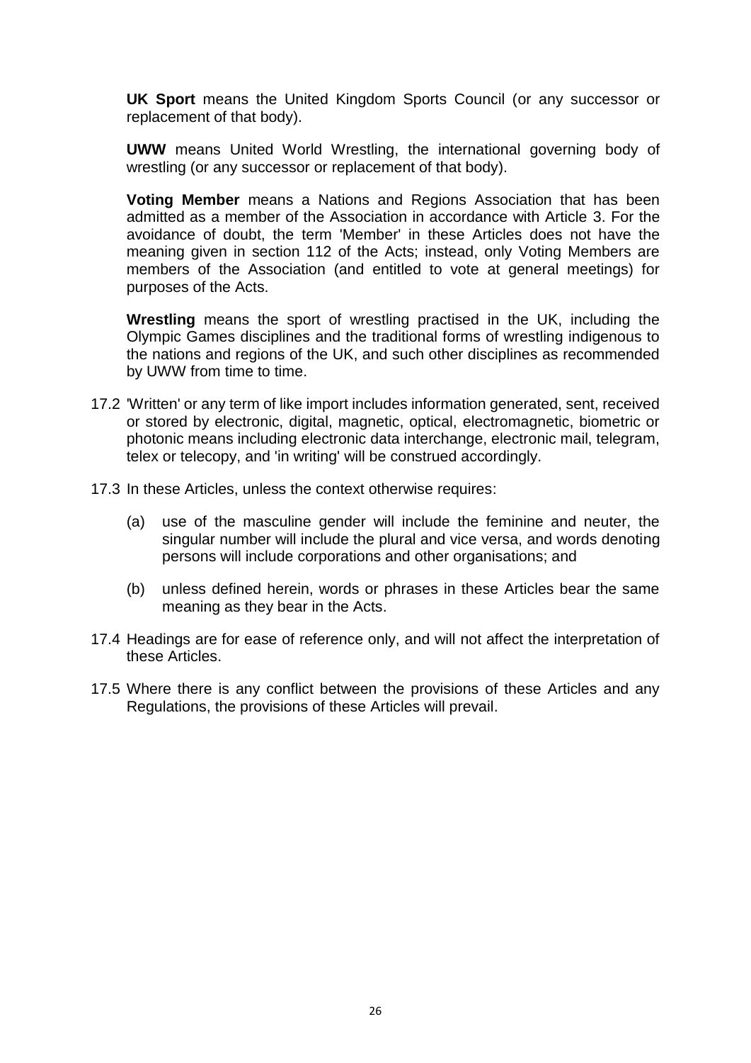**UK Sport** means the United Kingdom Sports Council (or any successor or replacement of that body).

**UWW** means United World Wrestling, the international governing body of wrestling (or any successor or replacement of that body).

**Voting Member** means a Nations and Regions Association that has been admitted as a member of the Association in accordance with Article 3. For the avoidance of doubt, the term 'Member' in these Articles does not have the meaning given in section 112 of the Acts; instead, only Voting Members are members of the Association (and entitled to vote at general meetings) for purposes of the Acts.

**Wrestling** means the sport of wrestling practised in the UK, including the Olympic Games disciplines and the traditional forms of wrestling indigenous to the nations and regions of the UK, and such other disciplines as recommended by UWW from time to time.

17.2 'Written' or any term of like import includes information generated, sent, received or stored by electronic, digital, magnetic, optical, electromagnetic, biometric or photonic means including electronic data interchange, electronic mail, telegram, telex or telecopy, and 'in writing' will be construed accordingly.

17.3 In these Articles, unless the context otherwise requires:

(a) use of the masculine gender will include the feminine and neuter, the singular number will include the plural and vice versa, and words denoting persons will include corporations and other organisations; and

(b) unless defined herein, words or phrases in these Articles bear the same meaning as they bear in the Acts.

17.4 Headings are for ease of reference only, and will not affect the interpretation of these Articles.

17.5 Where there is any conflict between the provisions of these Articles and any Regulations, the provisions of these Articles will prevail.